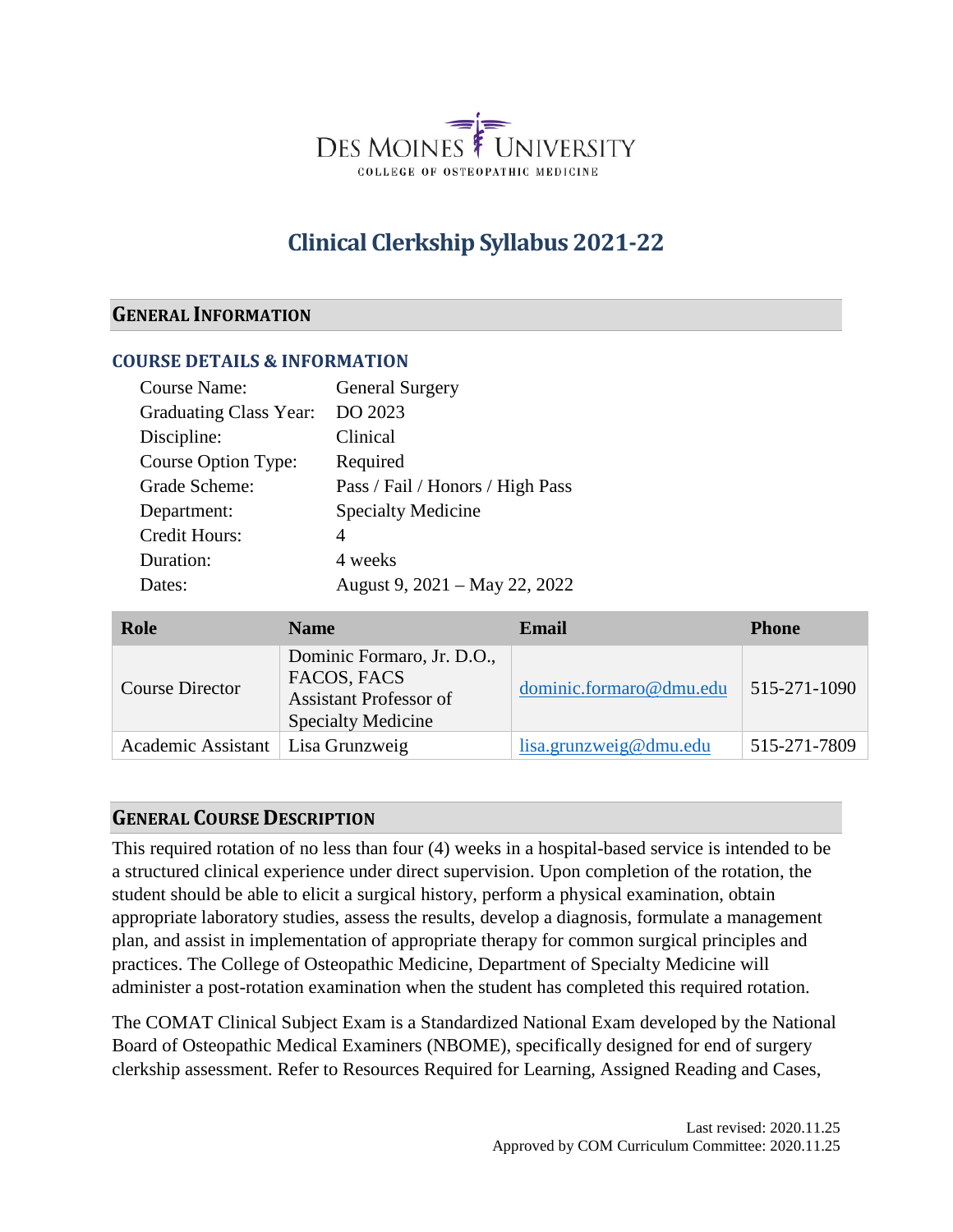DES MOINES UNIVERSITY
COLLEGE OF OSTEOPATHIC MEDICINE

# Clinical Clerkship Syllabus 2021-22

## GENERAL INFORMATION

### COURSE DETAILS & INFORMATION

| | |
|---|---|
| Course Name: | General Surgery |
| Graduating Class Year: | DO 2023 |
| Discipline: | Clinical |
| Course Option Type: | Required |
| Grade Scheme: | Pass / Fail / Honors / High Pass |
| Department: | Specialty Medicine |
| Credit Hours: | 4 |
| Duration: | 4 weeks |
| Dates: | August 9, 2021 – May 22, 2022 |

| Role | Name | Email | Phone |
|---|---|---|---|
| Course Director | Dominic Formaro, Jr. D.O., FACOS, FACS Assistant Professor of Specialty Medicine | dominic.formaro@dmu.edu | 515-271-1090 |
| Academic Assistant | Lisa Grunzweig | lisa.grunzweig@dmu.edu | 515-271-7809 |

## GENERAL COURSE DESCRIPTION

This required rotation of no less than four (4) weeks in a hospital-based service is intended to be a structured clinical experience under direct supervision. Upon completion of the rotation, the student should be able to elicit a surgical history, perform a physical examination, obtain appropriate laboratory studies, assess the results, develop a diagnosis, formulate a management plan, and assist in implementation of appropriate therapy for common surgical principles and practices. The College of Osteopathic Medicine, Department of Specialty Medicine will administer a post-rotation examination when the student has completed this required rotation.

The COMAT Clinical Subject Exam is a Standardized National Exam developed by the National Board of Osteopathic Medical Examiners (NBOME), specifically designed for end of surgery clerkship assessment. Refer to Resources Required for Learning, Assigned Reading and Cases,

Last revised: 2020.11.25
Approved by COM Curriculum Committee: 2020.11.25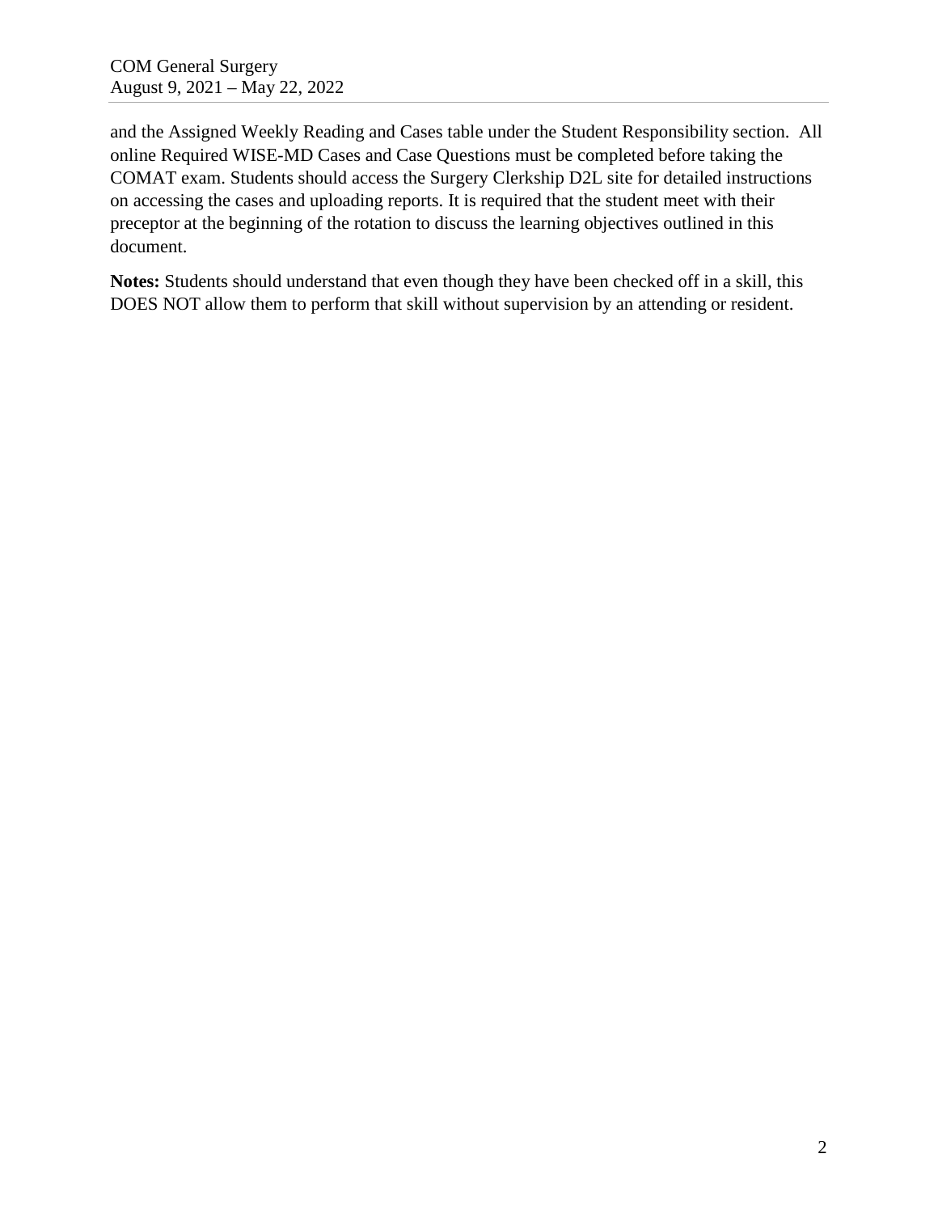and the Assigned Weekly Reading and Cases table under the Student Responsibility section. All online Required WISE-MD Cases and Case Questions must be completed before taking the COMAT exam. Students should access the Surgery Clerkship D2L site for detailed instructions on accessing the cases and uploading reports. It is required that the student meet with their preceptor at the beginning of the rotation to discuss the learning objectives outlined in this document.

**Notes:** Students should understand that even though they have been checked off in a skill, this DOES NOT allow them to perform that skill without supervision by an attending or resident.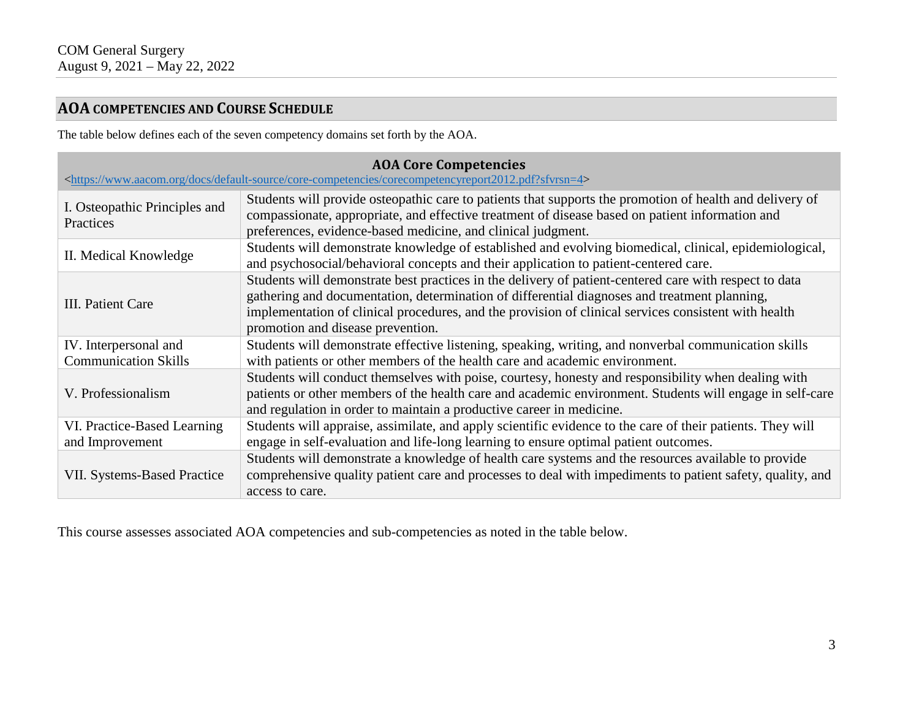## AOA COMPETENCIES AND COURSE SCHEDULE

The table below defines each of the seven competency domains set forth by the AOA.

| AOA Core Competencies <https://www.aacom.org/docs/default-source/core-competencies/corecompetencyreport2012.pdf?sfvrsn=4> | |
|---|---|
| I. Osteopathic Principles and Practices | Students will provide osteopathic care to patients that supports the promotion of health and delivery of compassionate, appropriate, and effective treatment of disease based on patient information and preferences, evidence-based medicine, and clinical judgment. |
| II. Medical Knowledge | Students will demonstrate knowledge of established and evolving biomedical, clinical, epidemiological, and psychosocial/behavioral concepts and their application to patient-centered care. |
| III. Patient Care | Students will demonstrate best practices in the delivery of patient-centered care with respect to data gathering and documentation, determination of differential diagnoses and treatment planning, implementation of clinical procedures, and the provision of clinical services consistent with health promotion and disease prevention. |
| IV. Interpersonal and Communication Skills | Students will demonstrate effective listening, speaking, writing, and nonverbal communication skills with patients or other members of the health care and academic environment. |
| V. Professionalism | Students will conduct themselves with poise, courtesy, honesty and responsibility when dealing with patients or other members of the health care and academic environment. Students will engage in self-care and regulation in order to maintain a productive career in medicine. |
| VI. Practice-Based Learning and Improvement | Students will appraise, assimilate, and apply scientific evidence to the care of their patients. They will engage in self-evaluation and life-long learning to ensure optimal patient outcomes. |
| VII. Systems-Based Practice | Students will demonstrate a knowledge of health care systems and the resources available to provide comprehensive quality patient care and processes to deal with impediments to patient safety, quality, and access to care. |

This course assesses associated AOA competencies and sub-competencies as noted in the table below.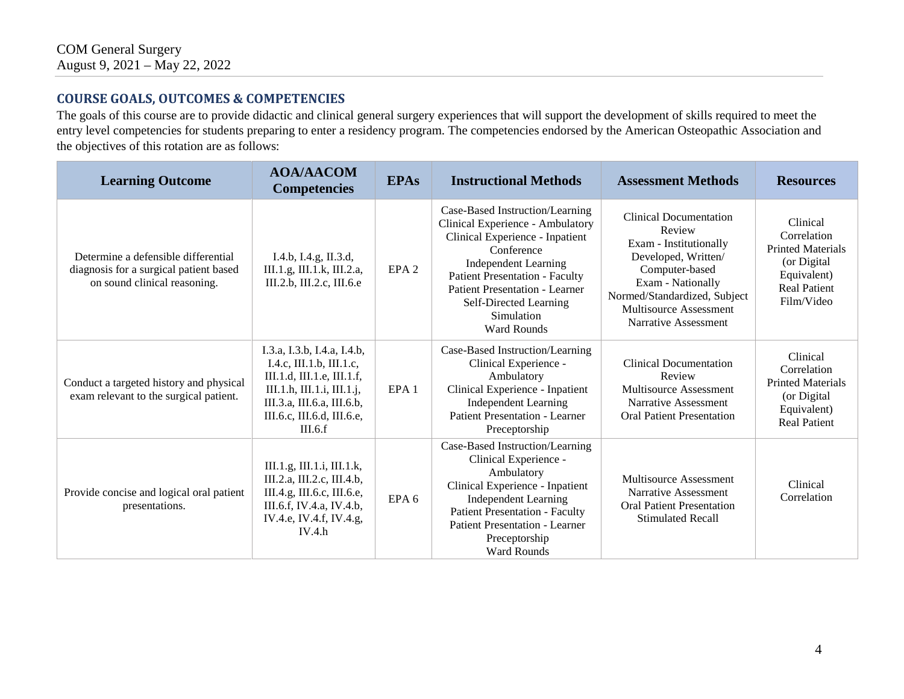## COURSE GOALS, OUTCOMES & COMPETENCIES

The goals of this course are to provide didactic and clinical general surgery experiences that will support the development of skills required to meet the entry level competencies for students preparing to enter a residency program. The competencies endorsed by the American Osteopathic Association and the objectives of this rotation are as follows:

| Learning Outcome | AOA/AACOM Competencies | EPAs | Instructional Methods | Assessment Methods | Resources |
|---|---|---|---|---|---|
| Determine a defensible differential diagnosis for a surgical patient based on sound clinical reasoning. | I.4.b, I.4.g, II.3.d, III.1.g, III.1.k, III.2.a, III.2.b, III.2.c, III.6.e | EPA 2 | Case-Based Instruction/Learning<br>Clinical Experience - Ambulatory<br>Clinical Experience - Inpatient<br>Conference<br>Independent Learning<br>Patient Presentation - Faculty<br>Patient Presentation - Learner<br>Self-Directed Learning<br>Simulation<br>Ward Rounds | Clinical Documentation Review<br>Exam - Institutionally Developed, Written/ Computer-based<br>Exam - Nationally Normed/Standardized, Subject<br>Multisource Assessment<br>Narrative Assessment | Clinical Correlation<br>Printed Materials (or Digital Equivalent)<br>Real Patient<br>Film/Video |
| Conduct a targeted history and physical exam relevant to the surgical patient. | I.3.a, I.3.b, I.4.a, I.4.b, I.4.c, III.1.b, III.1.c, III.1.d, III.1.e, III.1.f, III.1.h, III.1.i, III.1.j, III.3.a, III.6.a, III.6.b, III.6.c, III.6.d, III.6.e, III.6.f | EPA 1 | Case-Based Instruction/Learning<br>Clinical Experience - Ambulatory<br>Clinical Experience - Inpatient<br>Independent Learning<br>Patient Presentation - Learner<br>Preceptorship | Clinical Documentation Review<br>Multisource Assessment<br>Narrative Assessment<br>Oral Patient Presentation | Clinical Correlation<br>Printed Materials (or Digital Equivalent)<br>Real Patient |
| Provide concise and logical oral patient presentations. | III.1.g, III.1.i, III.1.k, III.2.a, III.2.c, III.4.b, III.4.g, III.6.c, III.6.e, III.6.f, IV.4.a, IV.4.b, IV.4.e, IV.4.f, IV.4.g, IV.4.h | EPA 6 | Case-Based Instruction/Learning<br>Clinical Experience - Ambulatory<br>Clinical Experience - Inpatient<br>Independent Learning<br>Patient Presentation - Faculty<br>Patient Presentation - Learner<br>Preceptorship<br>Ward Rounds | Multisource Assessment<br>Narrative Assessment<br>Oral Patient Presentation<br>Stimulated Recall | Clinical Correlation |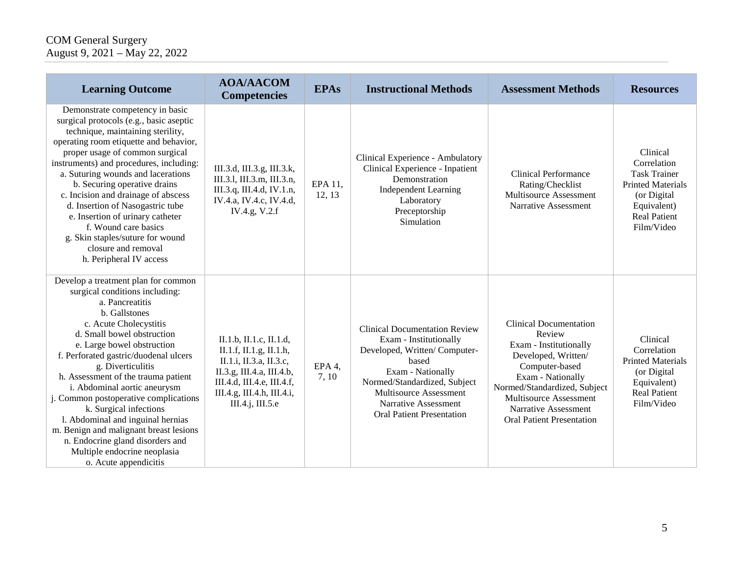| Learning Outcome | AOA/AACOM Competencies | EPAs | Instructional Methods | Assessment Methods | Resources |
| --- | --- | --- | --- | --- | --- |
| Demonstrate competency in basic surgical protocols (e.g., basic aseptic technique, maintaining sterility, operating room etiquette and behavior, proper usage of common surgical instruments) and procedures, including:<br>a. Suturing wounds and lacerations<br>b. Securing operative drains<br>c. Incision and drainage of abscess<br>d. Insertion of Nasogastric tube<br>e. Insertion of urinary catheter<br>f. Wound care basics<br>g. Skin staples/suture for wound closure and removal<br>h. Peripheral IV access | III.3.d, III.3.g, III.3.k, III.3.l, III.3.m, III.3.n, III.3.q, III.4.d, IV.1.n, IV.4.a, IV.4.c, IV.4.d, IV.4.g, V.2.f | EPA 11, 12, 13 | Clinical Experience - Ambulatory<br>Clinical Experience - Inpatient<br>Demonstration<br>Independent Learning<br>Laboratory<br>Preceptorship<br>Simulation | Clinical Performance Rating/Checklist<br>Multisource Assessment<br>Narrative Assessment | Clinical Correlation<br>Task Trainer<br>Printed Materials (or Digital Equivalent)<br>Real Patient<br>Film/Video |
| Develop a treatment plan for common surgical conditions including:<br>a. Pancreatitis<br>b. Gallstones<br>c. Acute Cholecystitis<br>d. Small bowel obstruction<br>e. Large bowel obstruction<br>f. Perforated gastric/duodenal ulcers<br>g. Diverticulitis<br>h. Assessment of the trauma patient<br>i. Abdominal aortic aneurysm<br>j. Common postoperative complications<br>k. Surgical infections<br>l. Abdominal and inguinal hernias<br>m. Benign and malignant breast lesions<br>n. Endocrine gland disorders and Multiple endocrine neoplasia<br>o. Acute appendicitis | II.1.b, II.1.c, II.1.d, II.1.f, II.1.g, II.1.h, II.1.i, II.3.a, II.3.c, II.3.g, III.4.a, III.4.b, III.4.d, III.4.e, III.4.f, III.4.g, III.4.h, III.4.i, III.4.j, III.5.e | EPA 4, 7, 10 | Clinical Documentation Review<br>Exam - Institutionally Developed, Written/ Computer-based<br>Exam - Nationally Normed/Standardized, Subject<br>Multisource Assessment<br>Narrative Assessment<br>Oral Patient Presentation | Clinical Documentation Review<br>Exam - Institutionally Developed, Written/ Computer-based<br>Exam - Nationally Normed/Standardized, Subject<br>Multisource Assessment<br>Narrative Assessment<br>Oral Patient Presentation | Clinical Correlation<br>Printed Materials (or Digital Equivalent)<br>Real Patient<br>Film/Video |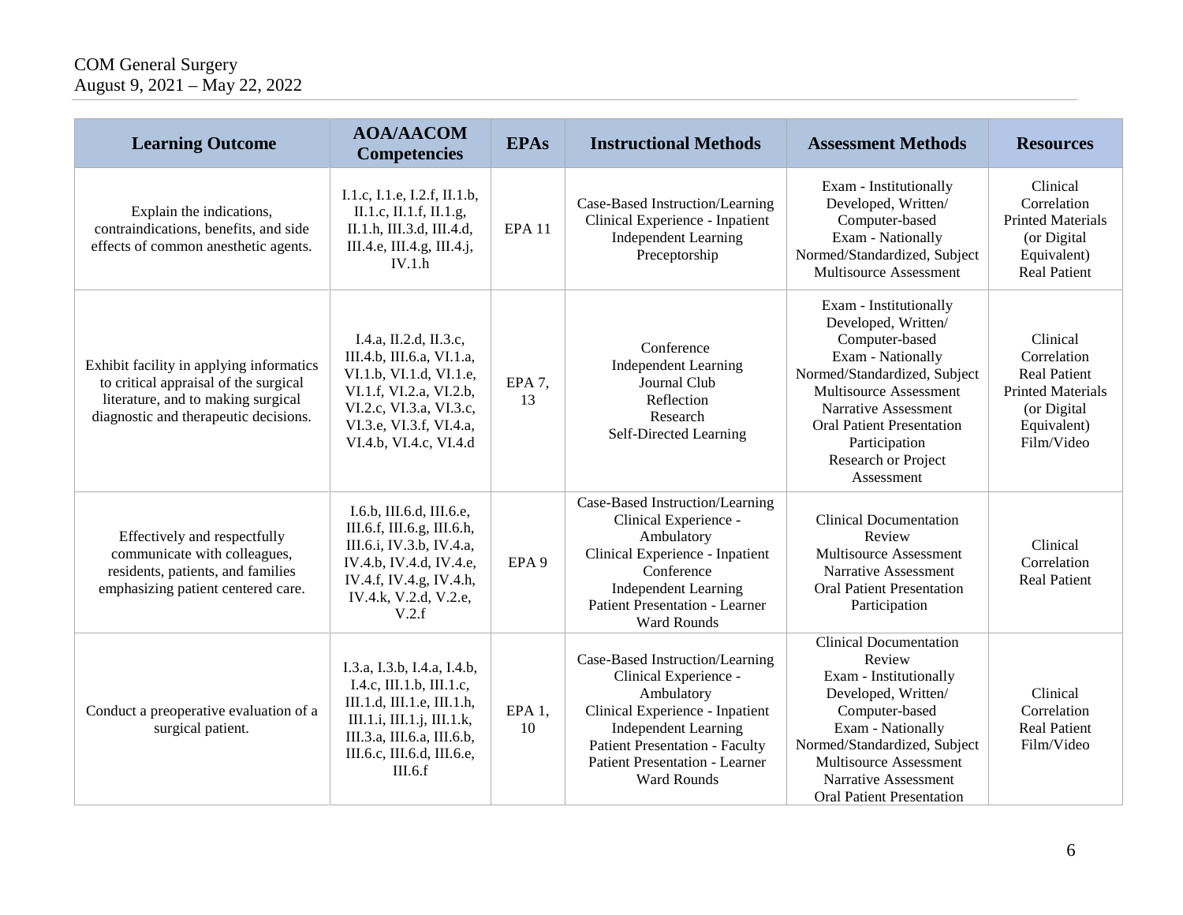| Learning Outcome | AOA/AACOM Competencies | EPAs | Instructional Methods | Assessment Methods | Resources |
|---|---|---|---|---|---|
| Explain the indications, contraindications, benefits, and side effects of common anesthetic agents. | I.1.c, I.1.e, I.2.f, II.1.b, II.1.c, II.1.f, II.1.g, II.1.h, III.3.d, III.4.d, III.4.e, III.4.g, III.4.j, IV.1.h | EPA 11 | Case-Based Instruction/Learning<br>Clinical Experience - Inpatient<br>Independent Learning<br>Preceptorship | Exam - Institutionally Developed, Written/ Computer-based<br>Exam - Nationally Normed/Standardized, Subject<br>Multisource Assessment | Clinical Correlation<br>Printed Materials (or Digital Equivalent)<br>Real Patient |
| Exhibit facility in applying informatics to critical appraisal of the surgical literature, and to making surgical diagnostic and therapeutic decisions. | I.4.a, II.2.d, II.3.c, III.4.b, III.6.a, VI.1.a, VI.1.b, VI.1.d, VI.1.e, VI.1.f, VI.2.a, VI.2.b, VI.2.c, VI.3.a, VI.3.c, VI.3.e, VI.3.f, VI.4.a, VI.4.b, VI.4.c, VI.4.d | EPA 7, 13 | Conference<br>Independent Learning<br>Journal Club<br>Reflection<br>Research<br>Self-Directed Learning | Exam - Institutionally Developed, Written/ Computer-based<br>Exam - Nationally Normed/Standardized, Subject<br>Multisource Assessment<br>Narrative Assessment<br>Oral Patient Presentation<br>Participation<br>Research or Project Assessment | Clinical Correlation<br>Real Patient<br>Printed Materials (or Digital Equivalent)<br>Film/Video |
| Effectively and respectfully communicate with colleagues, residents, patients, and families emphasizing patient centered care. | I.6.b, III.6.d, III.6.e, III.6.f, III.6.g, III.6.h, III.6.i, IV.3.b, IV.4.a, IV.4.b, IV.4.d, IV.4.e, IV.4.f, IV.4.g, IV.4.h, IV.4.k, V.2.d, V.2.e, V.2.f | EPA 9 | Case-Based Instruction/Learning<br>Clinical Experience - Ambulatory<br>Clinical Experience - Inpatient<br>Conference<br>Independent Learning<br>Patient Presentation - Learner<br>Ward Rounds | Clinical Documentation Review<br>Multisource Assessment<br>Narrative Assessment<br>Oral Patient Presentation<br>Participation | Clinical Correlation<br>Real Patient |
| Conduct a preoperative evaluation of a surgical patient. | I.3.a, I.3.b, I.4.a, I.4.b, I.4.c, III.1.b, III.1.c, III.1.d, III.1.e, III.1.h, III.1.i, III.1.j, III.1.k, III.3.a, III.6.a, III.6.b, III.6.c, III.6.d, III.6.e, III.6.f | EPA 1, 10 | Case-Based Instruction/Learning<br>Clinical Experience - Ambulatory<br>Clinical Experience - Inpatient<br>Independent Learning<br>Patient Presentation - Faculty<br>Patient Presentation - Learner<br>Ward Rounds | Clinical Documentation Review<br>Exam - Institutionally Developed, Written/ Computer-based<br>Exam - Nationally Normed/Standardized, Subject<br>Multisource Assessment<br>Narrative Assessment<br>Oral Patient Presentation | Clinical Correlation<br>Real Patient<br>Film/Video |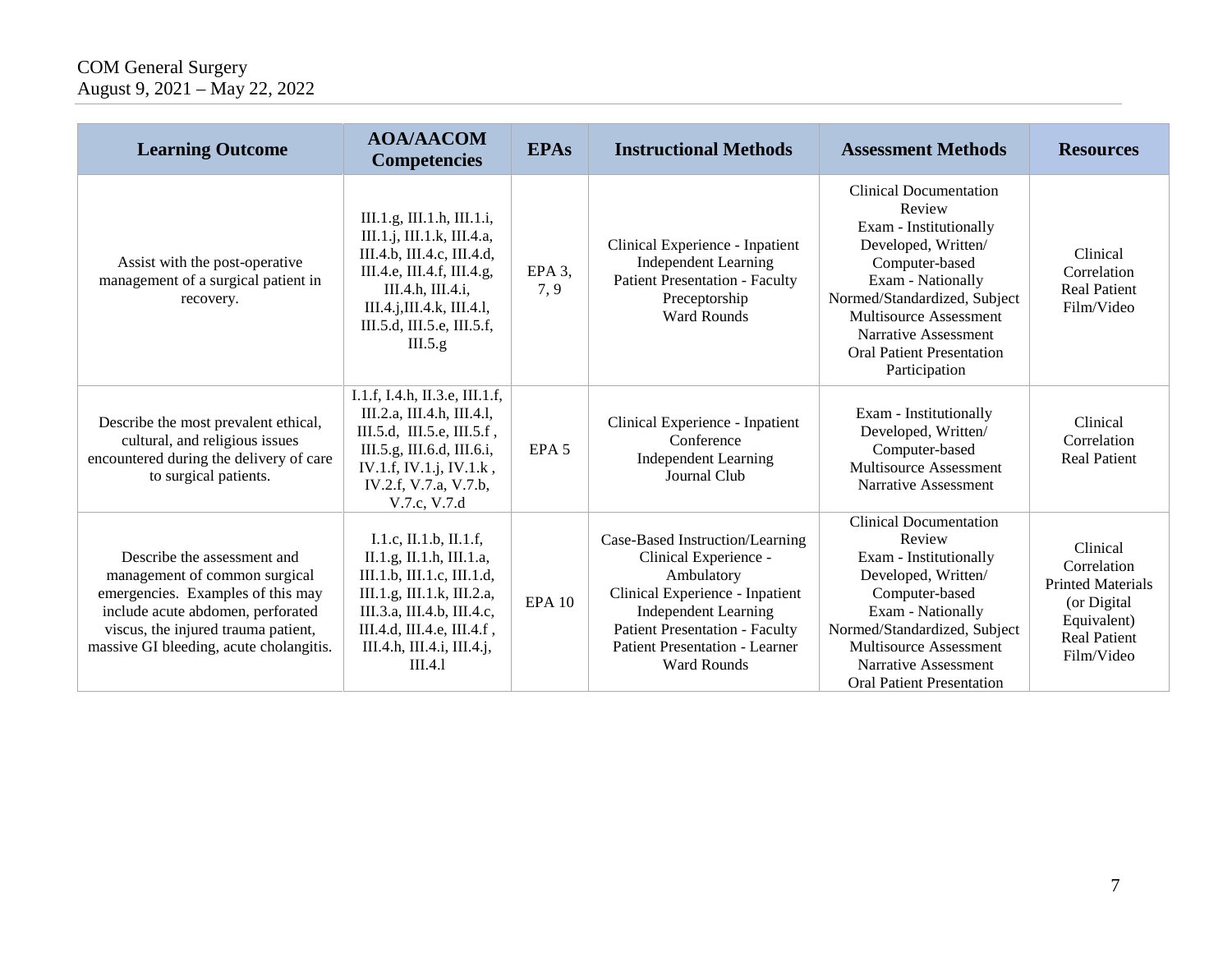| Learning Outcome | AOA/AACOM Competencies | EPAs | Instructional Methods | Assessment Methods | Resources |
|---|---|---|---|---|---|
| Assist with the post-operative management of a surgical patient in recovery. | III.1.g, III.1.h, III.1.i, III.1.j, III.1.k, III.4.a, III.4.b, III.4.c, III.4.d, III.4.e, III.4.f, III.4.g, III.4.h, III.4.i, III.4.j,III.4.k, III.4.l, III.5.d, III.5.e, III.5.f, III.5.g | EPA 3, 7, 9 | Clinical Experience - Inpatient<br>Independent Learning<br>Patient Presentation - Faculty Preceptorship<br>Ward Rounds | Clinical Documentation Review<br>Exam - Institutionally Developed, Written/ Computer-based<br>Exam - Nationally Normed/Standardized, Subject<br>Multisource Assessment<br>Narrative Assessment<br>Oral Patient Presentation<br>Participation | Clinical Correlation<br>Real Patient<br>Film/Video |
| Describe the most prevalent ethical, cultural, and religious issues encountered during the delivery of care to surgical patients. | I.1.f, I.4.h, II.3.e, III.1.f, III.2.a, III.4.h, III.4.l, III.5.d, III.5.e, III.5.f , III.5.g, III.6.d, III.6.i, IV.1.f, IV.1.j, IV.1.k , IV.2.f, V.7.a, V.7.b, V.7.c, V.7.d | EPA 5 | Clinical Experience - Inpatient<br>Conference<br>Independent Learning<br>Journal Club | Exam - Institutionally Developed, Written/ Computer-based<br>Multisource Assessment<br>Narrative Assessment | Clinical Correlation<br>Real Patient |
| Describe the assessment and management of common surgical emergencies. Examples of this may include acute abdomen, perforated viscus, the injured trauma patient, massive GI bleeding, acute cholangitis. | I.1.c, II.1.b, II.1.f, II.1.g, II.1.h, III.1.a, III.1.b, III.1.c, III.1.d, III.1.g, III.1.k, III.2.a, III.3.a, III.4.b, III.4.c, III.4.d, III.4.e, III.4.f , III.4.h, III.4.i, III.4.j, III.4.l | EPA 10 | Case-Based Instruction/Learning<br>Clinical Experience - Ambulatory<br>Clinical Experience - Inpatient<br>Independent Learning<br>Patient Presentation - Faculty<br>Patient Presentation - Learner<br>Ward Rounds | Clinical Documentation Review<br>Exam - Institutionally Developed, Written/ Computer-based<br>Exam - Nationally Normed/Standardized, Subject<br>Multisource Assessment<br>Narrative Assessment<br>Oral Patient Presentation | Clinical Correlation<br>Printed Materials (or Digital Equivalent)<br>Real Patient<br>Film/Video |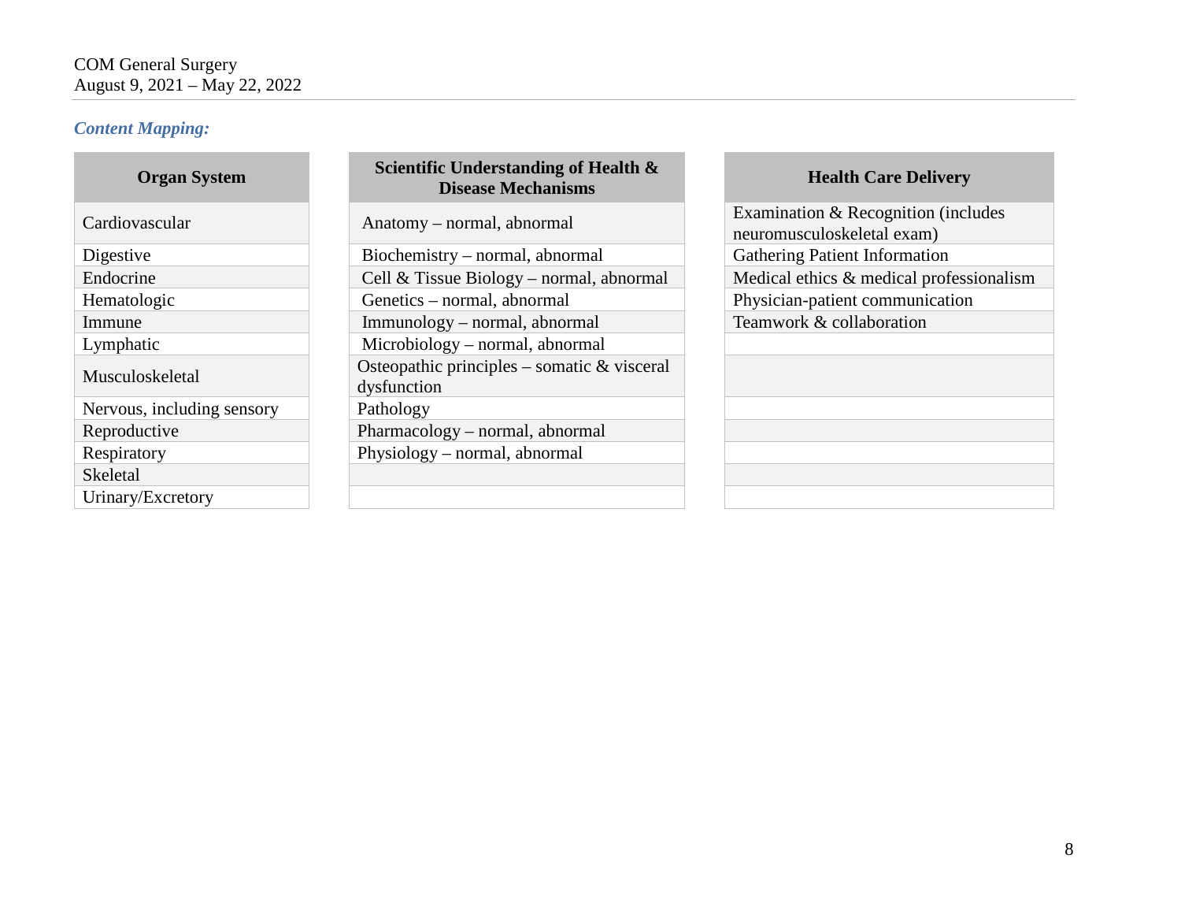*Content Mapping:*

| Organ System |
|---|
| Cardiovascular |
| Digestive |
| Endocrine |
| Hematologic |
| Immune |
| Lymphatic |
| Musculoskeletal |
| Nervous, including sensory |
| Reproductive |
| Respiratory |
| Skeletal |
| Urinary/Excretory |

| Scientific Understanding of Health & Disease Mechanisms |
|---|
| Anatomy – normal, abnormal |
| Biochemistry – normal, abnormal |
| Cell & Tissue Biology – normal, abnormal |
| Genetics – normal, abnormal |
| Immunology – normal, abnormal |
| Microbiology – normal, abnormal |
| Osteopathic principles – somatic & visceral dysfunction |
| Pathology |
| Pharmacology – normal, abnormal |
| Physiology – normal, abnormal |

| Health Care Delivery |
|---|
| Examination & Recognition (includes neuromusculoskeletal exam) |
| Gathering Patient Information |
| Medical ethics & medical professionalism |
| Physician-patient communication |
| Teamwork & collaboration |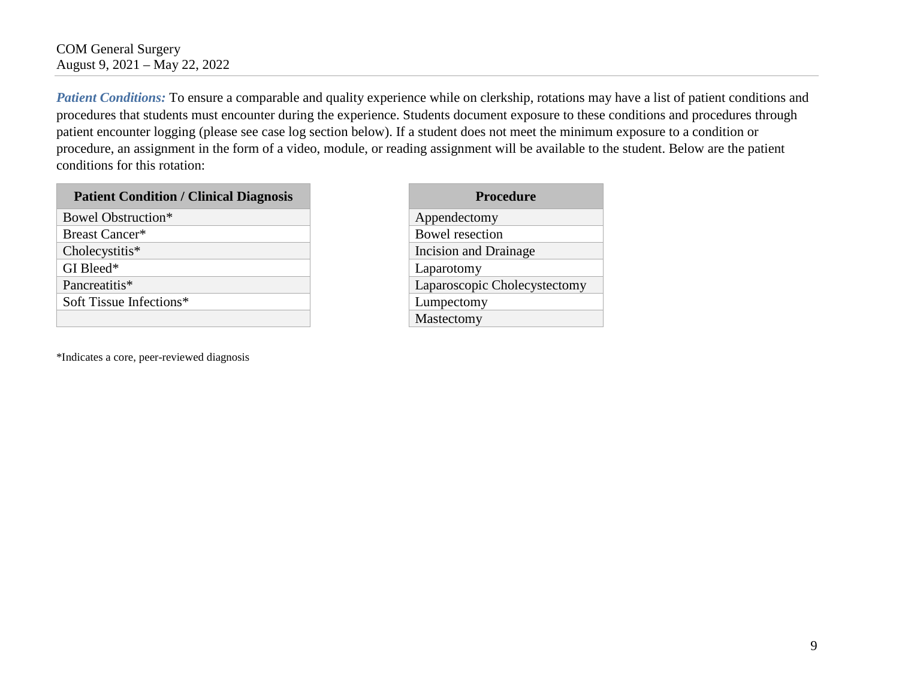***Patient Conditions:*** To ensure a comparable and quality experience while on clerkship, rotations may have a list of patient conditions and procedures that students must encounter during the experience. Students document exposure to these conditions and procedures through patient encounter logging (please see case log section below). If a student does not meet the minimum exposure to a condition or procedure, an assignment in the form of a video, module, or reading assignment will be available to the student. Below are the patient conditions for this rotation:

| Patient Condition / Clinical Diagnosis |
|---|
| Bowel Obstruction* |
| Breast Cancer* |
| Cholecystitis* |
| GI Bleed* |
| Pancreatitis* |
| Soft Tissue Infections* |
| |

| Procedure |
|---|
| Appendectomy |
| Bowel resection |
| Incision and Drainage |
| Laparotomy |
| Laparoscopic Cholecystectomy |
| Lumpectomy |
| Mastectomy |

*Indicates a core, peer-reviewed diagnosis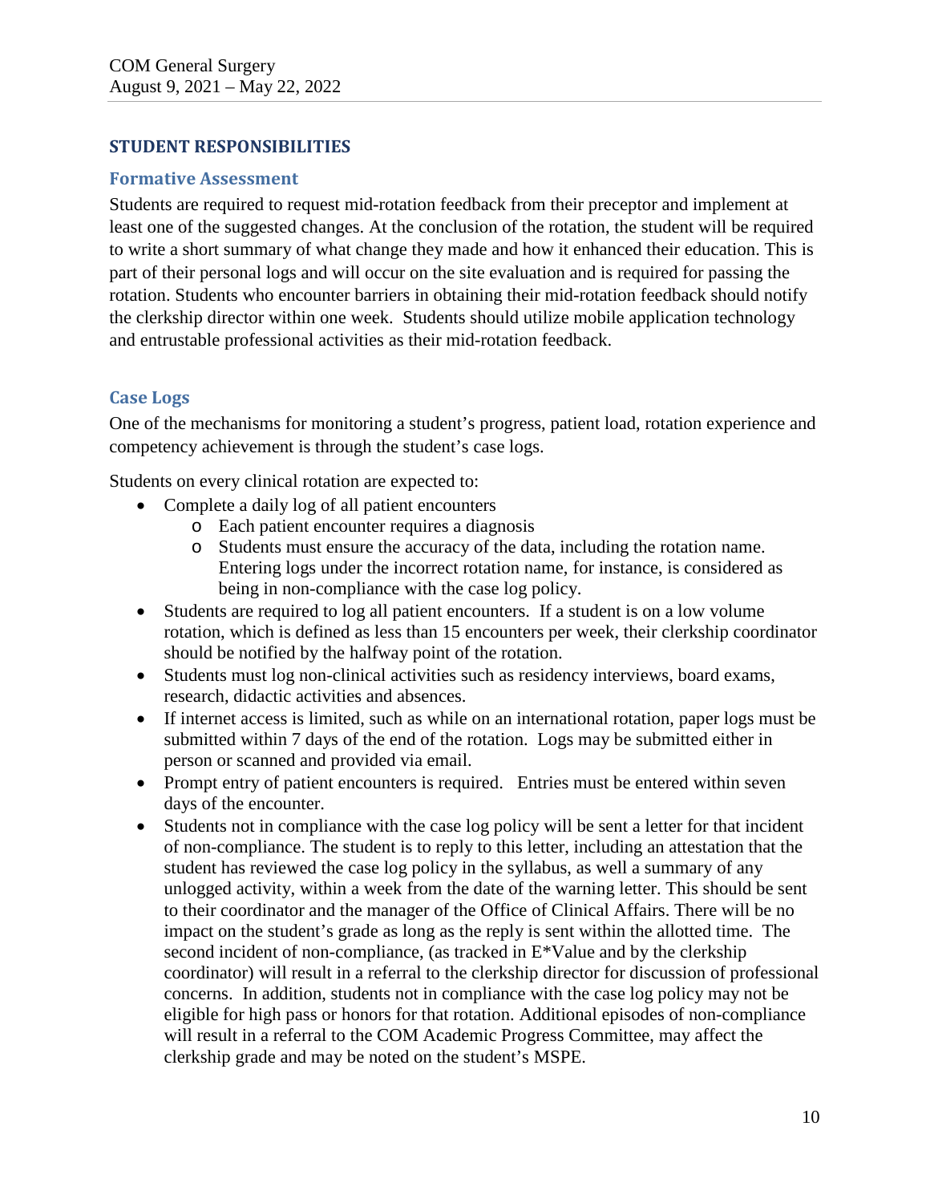## STUDENT RESPONSIBILITIES

### Formative Assessment

Students are required to request mid-rotation feedback from their preceptor and implement at least one of the suggested changes. At the conclusion of the rotation, the student will be required to write a short summary of what change they made and how it enhanced their education. This is part of their personal logs and will occur on the site evaluation and is required for passing the rotation. Students who encounter barriers in obtaining their mid-rotation feedback should notify the clerkship director within one week. Students should utilize mobile application technology and entrustable professional activities as their mid-rotation feedback.

### Case Logs

One of the mechanisms for monitoring a student's progress, patient load, rotation experience and competency achievement is through the student's case logs.

Students on every clinical rotation are expected to:

- Complete a daily log of all patient encounters
  - Each patient encounter requires a diagnosis
  - Students must ensure the accuracy of the data, including the rotation name. Entering logs under the incorrect rotation name, for instance, is considered as being in non-compliance with the case log policy.
- Students are required to log all patient encounters. If a student is on a low volume rotation, which is defined as less than 15 encounters per week, their clerkship coordinator should be notified by the halfway point of the rotation.
- Students must log non-clinical activities such as residency interviews, board exams, research, didactic activities and absences.
- If internet access is limited, such as while on an international rotation, paper logs must be submitted within 7 days of the end of the rotation. Logs may be submitted either in person or scanned and provided via email.
- Prompt entry of patient encounters is required. Entries must be entered within seven days of the encounter.
- Students not in compliance with the case log policy will be sent a letter for that incident of non-compliance. The student is to reply to this letter, including an attestation that the student has reviewed the case log policy in the syllabus, as well a summary of any unlogged activity, within a week from the date of the warning letter. This should be sent to their coordinator and the manager of the Office of Clinical Affairs. There will be no impact on the student's grade as long as the reply is sent within the allotted time. The second incident of non-compliance, (as tracked in E*Value and by the clerkship coordinator) will result in a referral to the clerkship director for discussion of professional concerns. In addition, students not in compliance with the case log policy may not be eligible for high pass or honors for that rotation. Additional episodes of non-compliance will result in a referral to the COM Academic Progress Committee, may affect the clerkship grade and may be noted on the student's MSPE.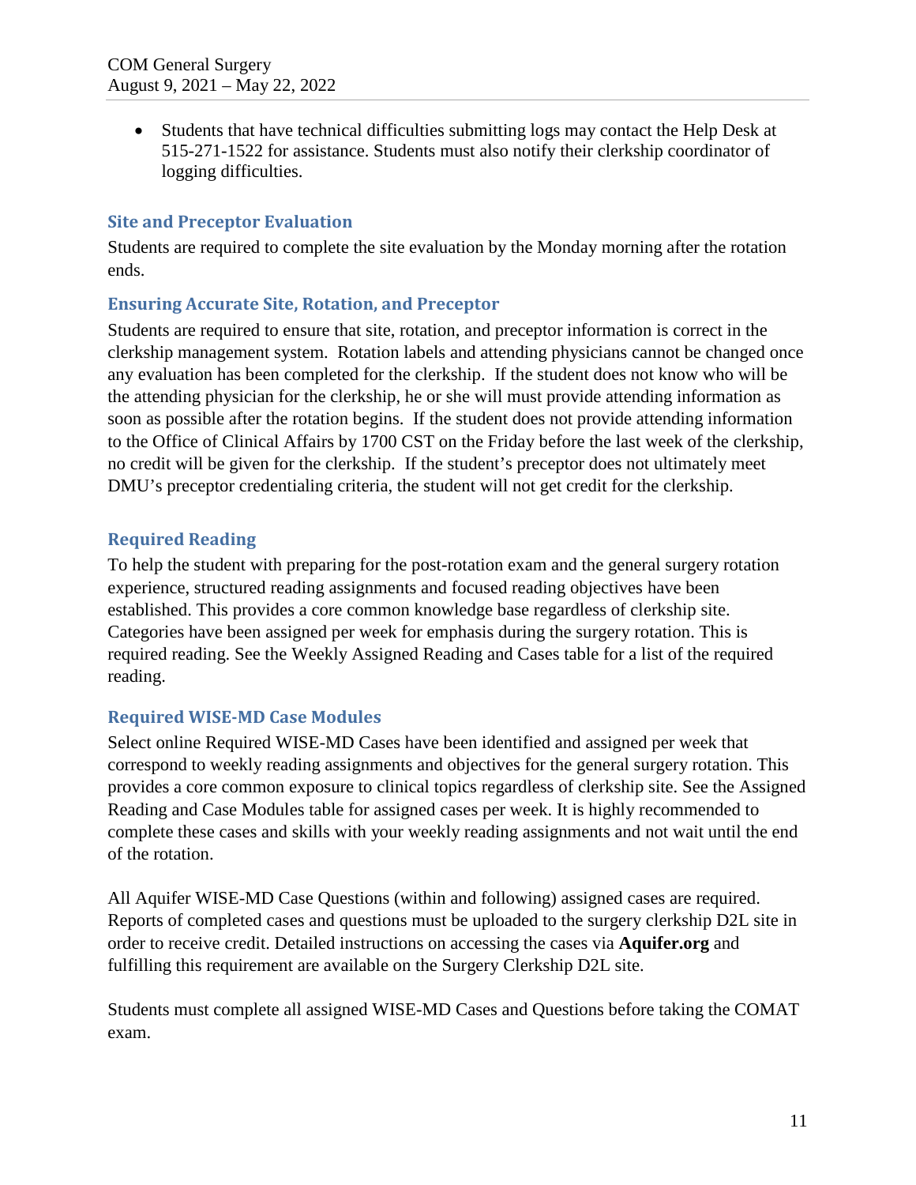- Students that have technical difficulties submitting logs may contact the Help Desk at 515-271-1522 for assistance. Students must also notify their clerkship coordinator of logging difficulties.

### Site and Preceptor Evaluation

Students are required to complete the site evaluation by the Monday morning after the rotation ends.

### Ensuring Accurate Site, Rotation, and Preceptor

Students are required to ensure that site, rotation, and preceptor information is correct in the clerkship management system. Rotation labels and attending physicians cannot be changed once any evaluation has been completed for the clerkship. If the student does not know who will be the attending physician for the clerkship, he or she will must provide attending information as soon as possible after the rotation begins. If the student does not provide attending information to the Office of Clinical Affairs by 1700 CST on the Friday before the last week of the clerkship, no credit will be given for the clerkship. If the student's preceptor does not ultimately meet DMU's preceptor credentialing criteria, the student will not get credit for the clerkship.

### Required Reading

To help the student with preparing for the post-rotation exam and the general surgery rotation experience, structured reading assignments and focused reading objectives have been established. This provides a core common knowledge base regardless of clerkship site. Categories have been assigned per week for emphasis during the surgery rotation. This is required reading. See the Weekly Assigned Reading and Cases table for a list of the required reading.

### Required WISE-MD Case Modules

Select online Required WISE-MD Cases have been identified and assigned per week that correspond to weekly reading assignments and objectives for the general surgery rotation. This provides a core common exposure to clinical topics regardless of clerkship site. See the Assigned Reading and Case Modules table for assigned cases per week. It is highly recommended to complete these cases and skills with your weekly reading assignments and not wait until the end of the rotation.

All Aquifer WISE-MD Case Questions (within and following) assigned cases are required. Reports of completed cases and questions must be uploaded to the surgery clerkship D2L site in order to receive credit. Detailed instructions on accessing the cases via **Aquifer.org** and fulfilling this requirement are available on the Surgery Clerkship D2L site.

Students must complete all assigned WISE-MD Cases and Questions before taking the COMAT exam.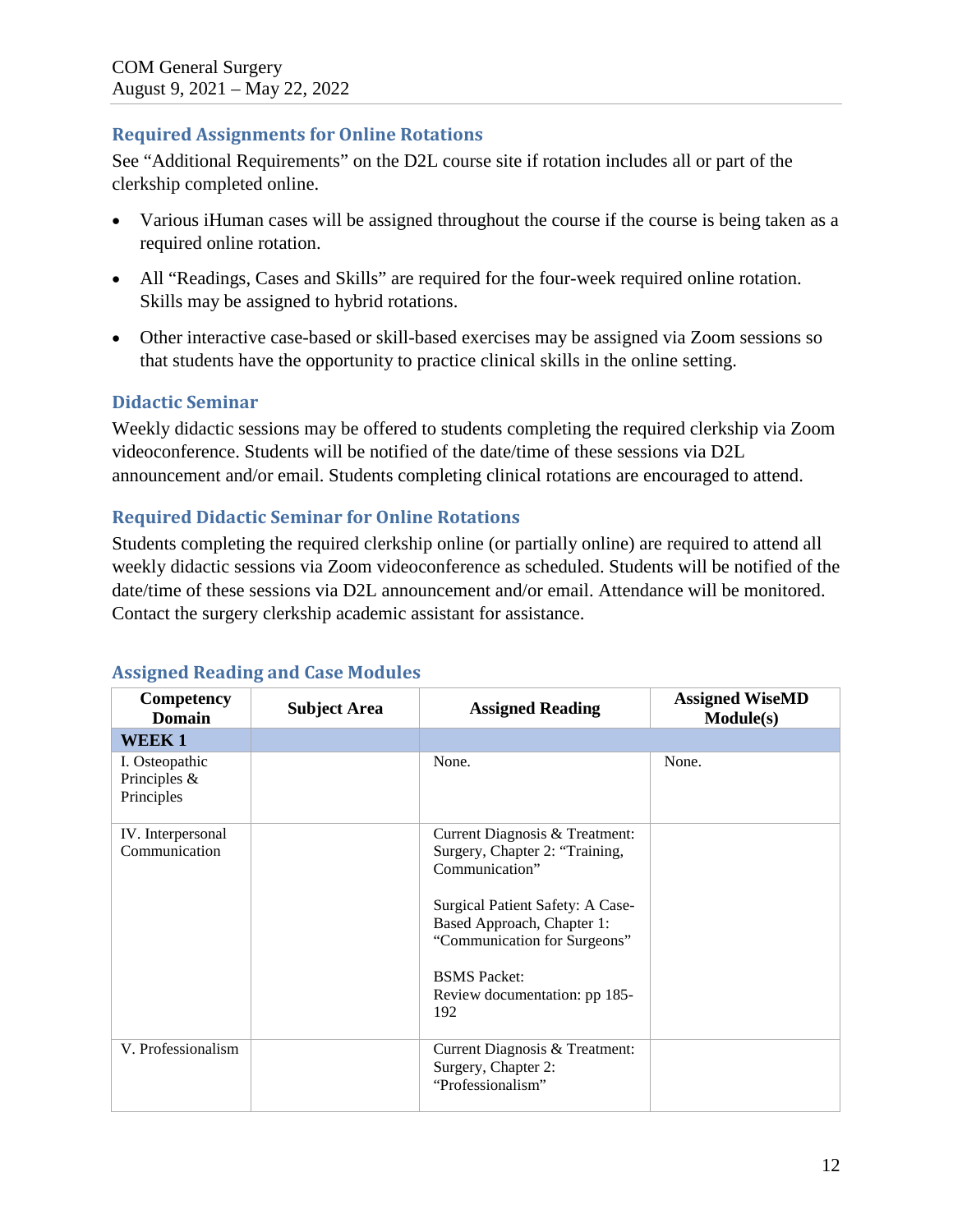## Required Assignments for Online Rotations

See "Additional Requirements" on the D2L course site if rotation includes all or part of the clerkship completed online.

- Various iHuman cases will be assigned throughout the course if the course is being taken as a required online rotation.
- All "Readings, Cases and Skills" are required for the four-week required online rotation. Skills may be assigned to hybrid rotations.
- Other interactive case-based or skill-based exercises may be assigned via Zoom sessions so that students have the opportunity to practice clinical skills in the online setting.

## Didactic Seminar

Weekly didactic sessions may be offered to students completing the required clerkship via Zoom videoconference. Students will be notified of the date/time of these sessions via D2L announcement and/or email. Students completing clinical rotations are encouraged to attend.

## Required Didactic Seminar for Online Rotations

Students completing the required clerkship online (or partially online) are required to attend all weekly didactic sessions via Zoom videoconference as scheduled. Students will be notified of the date/time of these sessions via D2L announcement and/or email. Attendance will be monitored. Contact the surgery clerkship academic assistant for assistance.

## Assigned Reading and Case Modules

| Competency Domain | Subject Area | Assigned Reading | Assigned WiseMD Module(s) |
|---|---|---|---|
| **WEEK 1** | | | |
| I. Osteopathic Principles & Principles | | None. | None. |
| IV. Interpersonal Communication | | Current Diagnosis & Treatment: Surgery, Chapter 2: "Training, Communication"<br><br>Surgical Patient Safety: A Case-Based Approach, Chapter 1: "Communication for Surgeons"<br><br>BSMS Packet:<br>Review documentation: pp 185-192 | |
| V. Professionalism | | Current Diagnosis & Treatment: Surgery, Chapter 2: "Professionalism" | |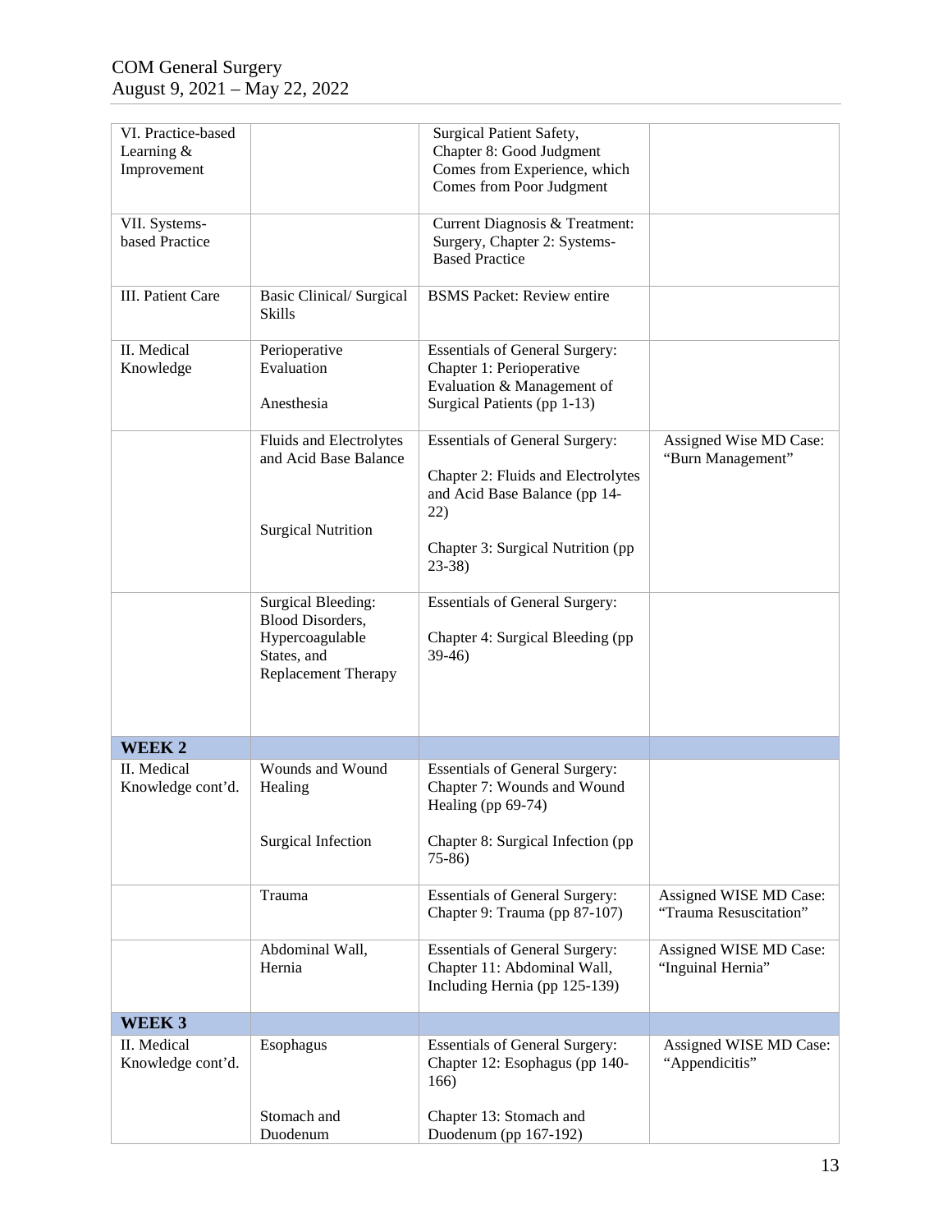| VI. Practice-based Learning & Improvement | | Surgical Patient Safety, Chapter 8: Good Judgment Comes from Experience, which Comes from Poor Judgment | |
|---|---|---|---|
| VII. Systems-based Practice | | Current Diagnosis & Treatment: Surgery, Chapter 2: Systems-Based Practice | |
| III. Patient Care | Basic Clinical/ Surgical Skills | BSMS Packet: Review entire | |
| II. Medical Knowledge | Perioperative Evaluation<br><br>Anesthesia | Essentials of General Surgery: Chapter 1: Perioperative Evaluation & Management of Surgical Patients (pp 1-13) | |
| | Fluids and Electrolytes and Acid Base Balance<br><br>Surgical Nutrition | Essentials of General Surgery:<br><br>Chapter 2: Fluids and Electrolytes and Acid Base Balance (pp 14-22)<br><br>Chapter 3: Surgical Nutrition (pp 23-38) | Assigned Wise MD Case: "Burn Management" |
| | Surgical Bleeding: Blood Disorders, Hypercoagulable States, and Replacement Therapy | Essentials of General Surgery:<br><br>Chapter 4: Surgical Bleeding (pp 39-46) | |
| **WEEK 2** | | | |
| II. Medical Knowledge cont'd. | Wounds and Wound Healing<br><br>Surgical Infection | Essentials of General Surgery: Chapter 7: Wounds and Wound Healing (pp 69-74)<br><br>Chapter 8: Surgical Infection (pp 75-86) | |
| | Trauma | Essentials of General Surgery: Chapter 9: Trauma (pp 87-107) | Assigned WISE MD Case: "Trauma Resuscitation" |
| | Abdominal Wall, Hernia | Essentials of General Surgery: Chapter 11: Abdominal Wall, Including Hernia (pp 125-139) | Assigned WISE MD Case: "Inguinal Hernia" |
| **WEEK 3** | | | |
| II. Medical Knowledge cont'd. | Esophagus<br><br>Stomach and Duodenum | Essentials of General Surgery: Chapter 12: Esophagus (pp 140-166)<br><br>Chapter 13: Stomach and Duodenum (pp 167-192) | Assigned WISE MD Case: "Appendicitis" |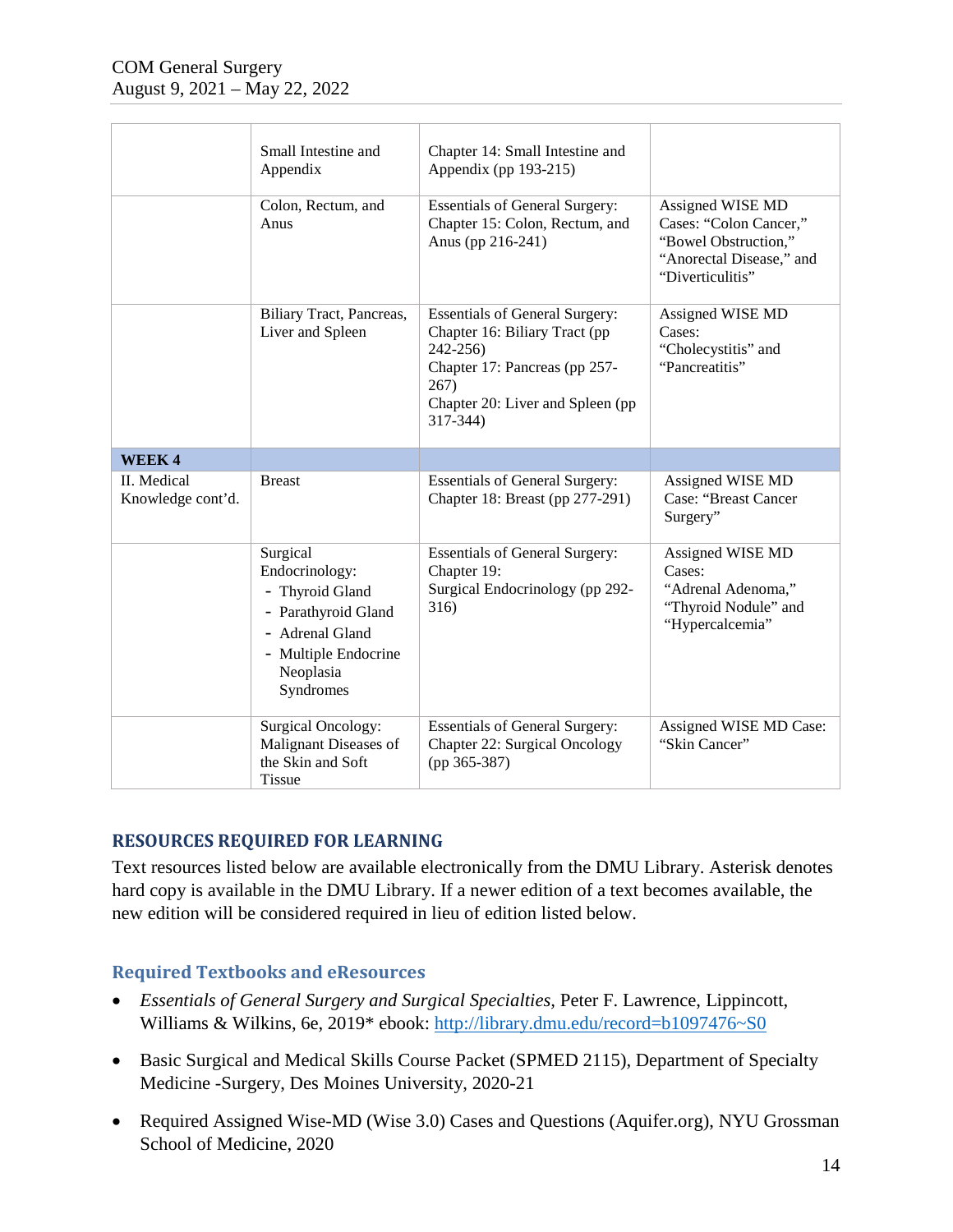| | | | |
|---|---|---|---|
| | Small Intestine and Appendix | Chapter 14: Small Intestine and Appendix (pp 193-215) | |
| | Colon, Rectum, and Anus | Essentials of General Surgery: Chapter 15: Colon, Rectum, and Anus (pp 216-241) | Assigned WISE MD Cases: "Colon Cancer," "Bowel Obstruction," "Anorectal Disease," and "Diverticulitis" |
| | Biliary Tract, Pancreas, Liver and Spleen | Essentials of General Surgery: Chapter 16: Biliary Tract (pp 242-256)<br>Chapter 17: Pancreas (pp 257-267)<br>Chapter 20: Liver and Spleen (pp 317-344) | Assigned WISE MD Cases: "Cholecystitis" and "Pancreatitis" |
| **WEEK 4** | | | |
| II. Medical Knowledge cont'd. | Breast | Essentials of General Surgery: Chapter 18: Breast (pp 277-291) | Assigned WISE MD Case: "Breast Cancer Surgery" |
| | Surgical Endocrinology:<br>- Thyroid Gland<br>- Parathyroid Gland<br>- Adrenal Gland<br>- Multiple Endocrine Neoplasia Syndromes | Essentials of General Surgery: Chapter 19: Surgical Endocrinology (pp 292-316) | Assigned WISE MD Cases: "Adrenal Adenoma," "Thyroid Nodule" and "Hypercalcemia" |
| | Surgical Oncology: Malignant Diseases of the Skin and Soft Tissue | Essentials of General Surgery: Chapter 22: Surgical Oncology (pp 365-387) | Assigned WISE MD Case: "Skin Cancer" |

## RESOURCES REQUIRED FOR LEARNING

Text resources listed below are available electronically from the DMU Library. Asterisk denotes hard copy is available in the DMU Library. If a newer edition of a text becomes available, the new edition will be considered required in lieu of edition listed below.

### Required Textbooks and eResources

- *Essentials of General Surgery and Surgical Specialties*, Peter F. Lawrence, Lippincott, Williams & Wilkins, 6e, 2019* ebook: http://library.dmu.edu/record=b1097476~S0
- Basic Surgical and Medical Skills Course Packet (SPMED 2115), Department of Specialty Medicine -Surgery, Des Moines University, 2020-21
- Required Assigned Wise-MD (Wise 3.0) Cases and Questions (Aquifer.org), NYU Grossman School of Medicine, 2020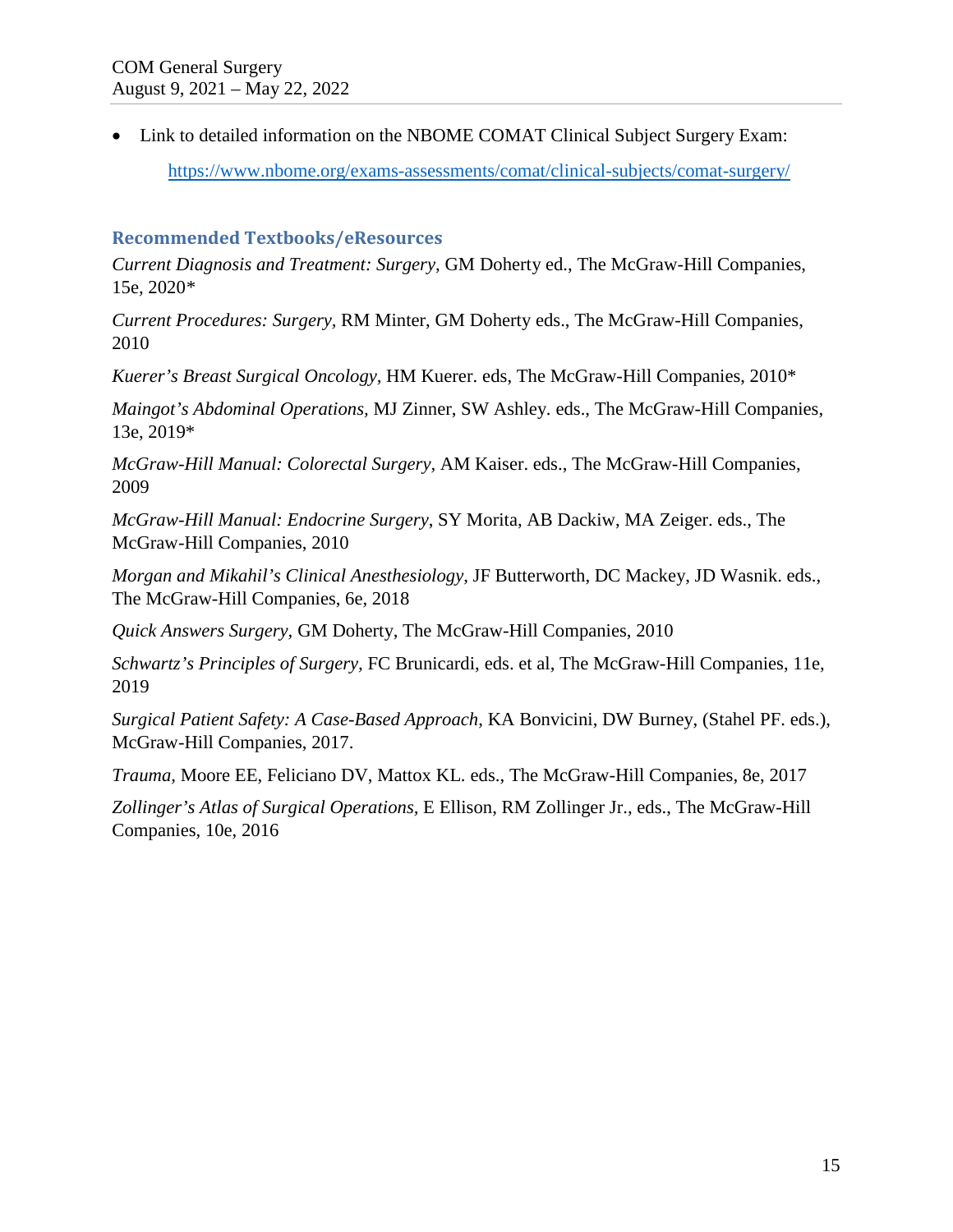- Link to detailed information on the NBOME COMAT Clinical Subject Surgery Exam:

  https://www.nbome.org/exams-assessments/comat/clinical-subjects/comat-surgery/

## Recommended Textbooks/eResources

*Current Diagnosis and Treatment: Surgery*, GM Doherty ed., The McGraw-Hill Companies, 15e, 2020*

*Current Procedures: Surgery*, RM Minter, GM Doherty eds., The McGraw-Hill Companies, 2010

*Kuerer's Breast Surgical Oncology*, HM Kuerer. eds, The McGraw-Hill Companies, 2010*

*Maingot's Abdominal Operations*, MJ Zinner, SW Ashley. eds., The McGraw-Hill Companies, 13e, 2019*

*McGraw-Hill Manual: Colorectal Surgery*, AM Kaiser. eds., The McGraw-Hill Companies, 2009

*McGraw-Hill Manual: Endocrine Surgery*, SY Morita, AB Dackiw, MA Zeiger. eds., The McGraw-Hill Companies, 2010

*Morgan and Mikahil's Clinical Anesthesiology*, JF Butterworth, DC Mackey, JD Wasnik. eds., The McGraw-Hill Companies, 6e, 2018

*Quick Answers Surgery*, GM Doherty, The McGraw-Hill Companies, 2010

*Schwartz's Principles of Surgery*, FC Brunicardi, eds. et al, The McGraw-Hill Companies, 11e, 2019

*Surgical Patient Safety: A Case-Based Approach*, KA Bonvicini, DW Burney, (Stahel PF. eds.), McGraw-Hill Companies, 2017.

*Trauma*, Moore EE, Feliciano DV, Mattox KL. eds., The McGraw-Hill Companies, 8e, 2017

*Zollinger's Atlas of Surgical Operations*, E Ellison, RM Zollinger Jr., eds., The McGraw-Hill Companies, 10e, 2016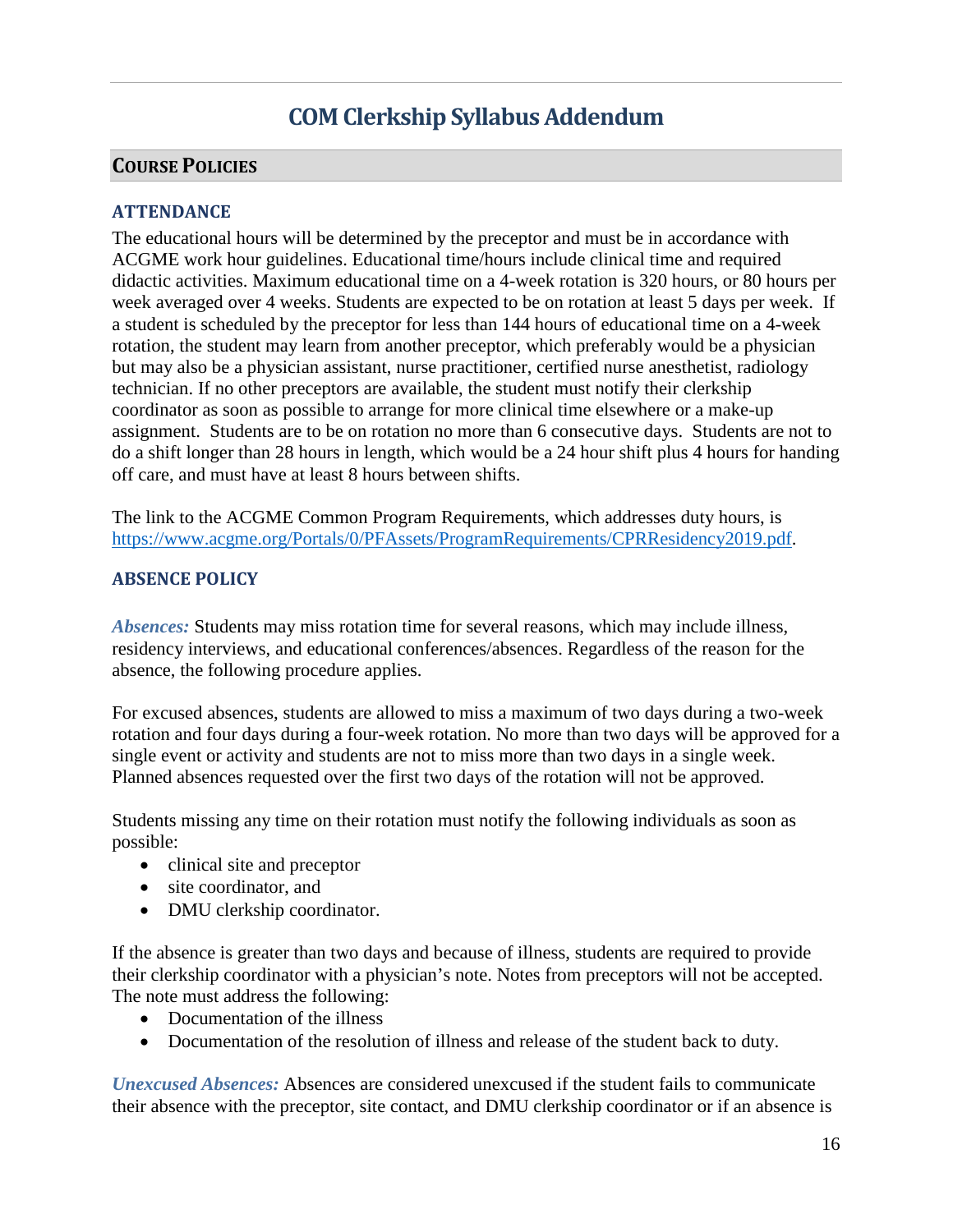# COM Clerkship Syllabus Addendum

## COURSE POLICIES

### ATTENDANCE

The educational hours will be determined by the preceptor and must be in accordance with ACGME work hour guidelines. Educational time/hours include clinical time and required didactic activities. Maximum educational time on a 4-week rotation is 320 hours, or 80 hours per week averaged over 4 weeks. Students are expected to be on rotation at least 5 days per week. If a student is scheduled by the preceptor for less than 144 hours of educational time on a 4-week rotation, the student may learn from another preceptor, which preferably would be a physician but may also be a physician assistant, nurse practitioner, certified nurse anesthetist, radiology technician. If no other preceptors are available, the student must notify their clerkship coordinator as soon as possible to arrange for more clinical time elsewhere or a make-up assignment. Students are to be on rotation no more than 6 consecutive days. Students are not to do a shift longer than 28 hours in length, which would be a 24 hour shift plus 4 hours for handing off care, and must have at least 8 hours between shifts.

The link to the ACGME Common Program Requirements, which addresses duty hours, is https://www.acgme.org/Portals/0/PFAssets/ProgramRequirements/CPRResidency2019.pdf.

### ABSENCE POLICY

***Absences:*** Students may miss rotation time for several reasons, which may include illness, residency interviews, and educational conferences/absences. Regardless of the reason for the absence, the following procedure applies.

For excused absences, students are allowed to miss a maximum of two days during a two-week rotation and four days during a four-week rotation. No more than two days will be approved for a single event or activity and students are not to miss more than two days in a single week. Planned absences requested over the first two days of the rotation will not be approved.

Students missing any time on their rotation must notify the following individuals as soon as possible:

- clinical site and preceptor
- site coordinator, and
- DMU clerkship coordinator.

If the absence is greater than two days and because of illness, students are required to provide their clerkship coordinator with a physician's note. Notes from preceptors will not be accepted. The note must address the following:

- Documentation of the illness
- Documentation of the resolution of illness and release of the student back to duty.

***Unexcused Absences:*** Absences are considered unexcused if the student fails to communicate their absence with the preceptor, site contact, and DMU clerkship coordinator or if an absence is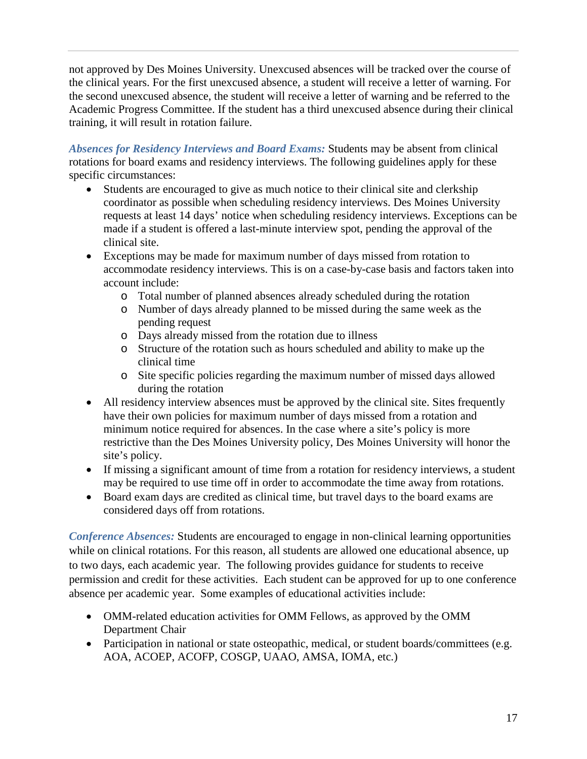not approved by Des Moines University. Unexcused absences will be tracked over the course of the clinical years. For the first unexcused absence, a student will receive a letter of warning. For the second unexcused absence, the student will receive a letter of warning and be referred to the Academic Progress Committee. If the student has a third unexcused absence during their clinical training, it will result in rotation failure.

***Absences for Residency Interviews and Board Exams:*** Students may be absent from clinical rotations for board exams and residency interviews. The following guidelines apply for these specific circumstances:

- Students are encouraged to give as much notice to their clinical site and clerkship coordinator as possible when scheduling residency interviews. Des Moines University requests at least 14 days' notice when scheduling residency interviews. Exceptions can be made if a student is offered a last-minute interview spot, pending the approval of the clinical site.
- Exceptions may be made for maximum number of days missed from rotation to accommodate residency interviews. This is on a case-by-case basis and factors taken into account include:
    - Total number of planned absences already scheduled during the rotation
    - Number of days already planned to be missed during the same week as the pending request
    - Days already missed from the rotation due to illness
    - Structure of the rotation such as hours scheduled and ability to make up the clinical time
    - Site specific policies regarding the maximum number of missed days allowed during the rotation
- All residency interview absences must be approved by the clinical site. Sites frequently have their own policies for maximum number of days missed from a rotation and minimum notice required for absences. In the case where a site's policy is more restrictive than the Des Moines University policy, Des Moines University will honor the site's policy.
- If missing a significant amount of time from a rotation for residency interviews, a student may be required to use time off in order to accommodate the time away from rotations.
- Board exam days are credited as clinical time, but travel days to the board exams are considered days off from rotations.

***Conference Absences:*** Students are encouraged to engage in non-clinical learning opportunities while on clinical rotations. For this reason, all students are allowed one educational absence, up to two days, each academic year. The following provides guidance for students to receive permission and credit for these activities. Each student can be approved for up to one conference absence per academic year. Some examples of educational activities include:

- OMM-related education activities for OMM Fellows, as approved by the OMM Department Chair
- Participation in national or state osteopathic, medical, or student boards/committees (e.g. AOA, ACOEP, ACOFP, COSGP, UAAO, AMSA, IOMA, etc.)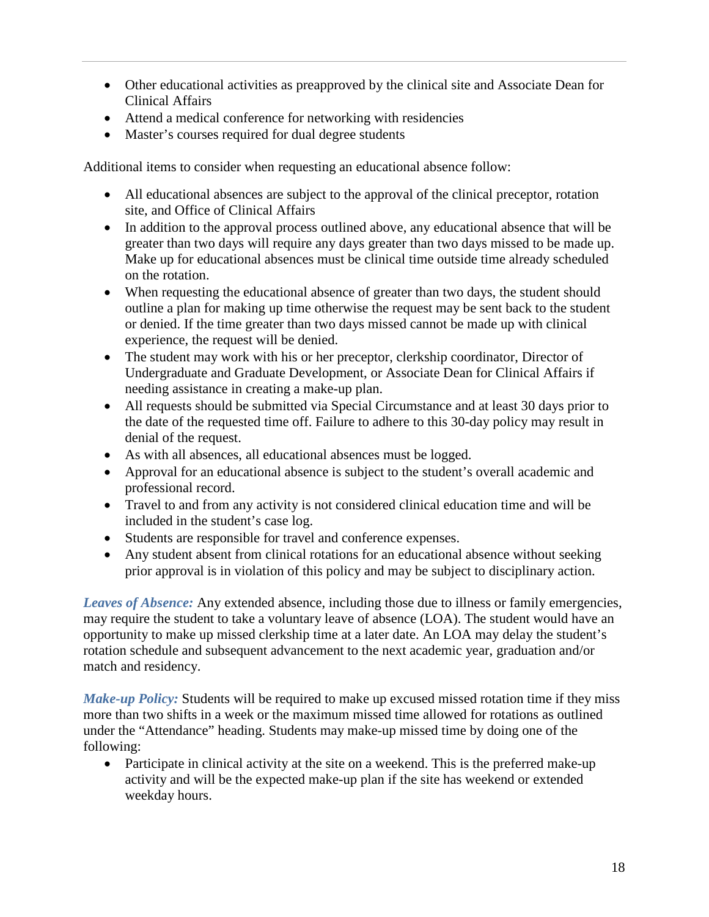- Other educational activities as preapproved by the clinical site and Associate Dean for Clinical Affairs
- Attend a medical conference for networking with residencies
- Master's courses required for dual degree students

Additional items to consider when requesting an educational absence follow:

- All educational absences are subject to the approval of the clinical preceptor, rotation site, and Office of Clinical Affairs
- In addition to the approval process outlined above, any educational absence that will be greater than two days will require any days greater than two days missed to be made up. Make up for educational absences must be clinical time outside time already scheduled on the rotation.
- When requesting the educational absence of greater than two days, the student should outline a plan for making up time otherwise the request may be sent back to the student or denied. If the time greater than two days missed cannot be made up with clinical experience, the request will be denied.
- The student may work with his or her preceptor, clerkship coordinator, Director of Undergraduate and Graduate Development, or Associate Dean for Clinical Affairs if needing assistance in creating a make-up plan.
- All requests should be submitted via Special Circumstance and at least 30 days prior to the date of the requested time off. Failure to adhere to this 30-day policy may result in denial of the request.
- As with all absences, all educational absences must be logged.
- Approval for an educational absence is subject to the student's overall academic and professional record.
- Travel to and from any activity is not considered clinical education time and will be included in the student's case log.
- Students are responsible for travel and conference expenses.
- Any student absent from clinical rotations for an educational absence without seeking prior approval is in violation of this policy and may be subject to disciplinary action.

***Leaves of Absence:*** Any extended absence, including those due to illness or family emergencies, may require the student to take a voluntary leave of absence (LOA). The student would have an opportunity to make up missed clerkship time at a later date. An LOA may delay the student's rotation schedule and subsequent advancement to the next academic year, graduation and/or match and residency.

***Make-up Policy:*** Students will be required to make up excused missed rotation time if they miss more than two shifts in a week or the maximum missed time allowed for rotations as outlined under the "Attendance" heading. Students may make-up missed time by doing one of the following:

- Participate in clinical activity at the site on a weekend. This is the preferred make-up activity and will be the expected make-up plan if the site has weekend or extended weekday hours.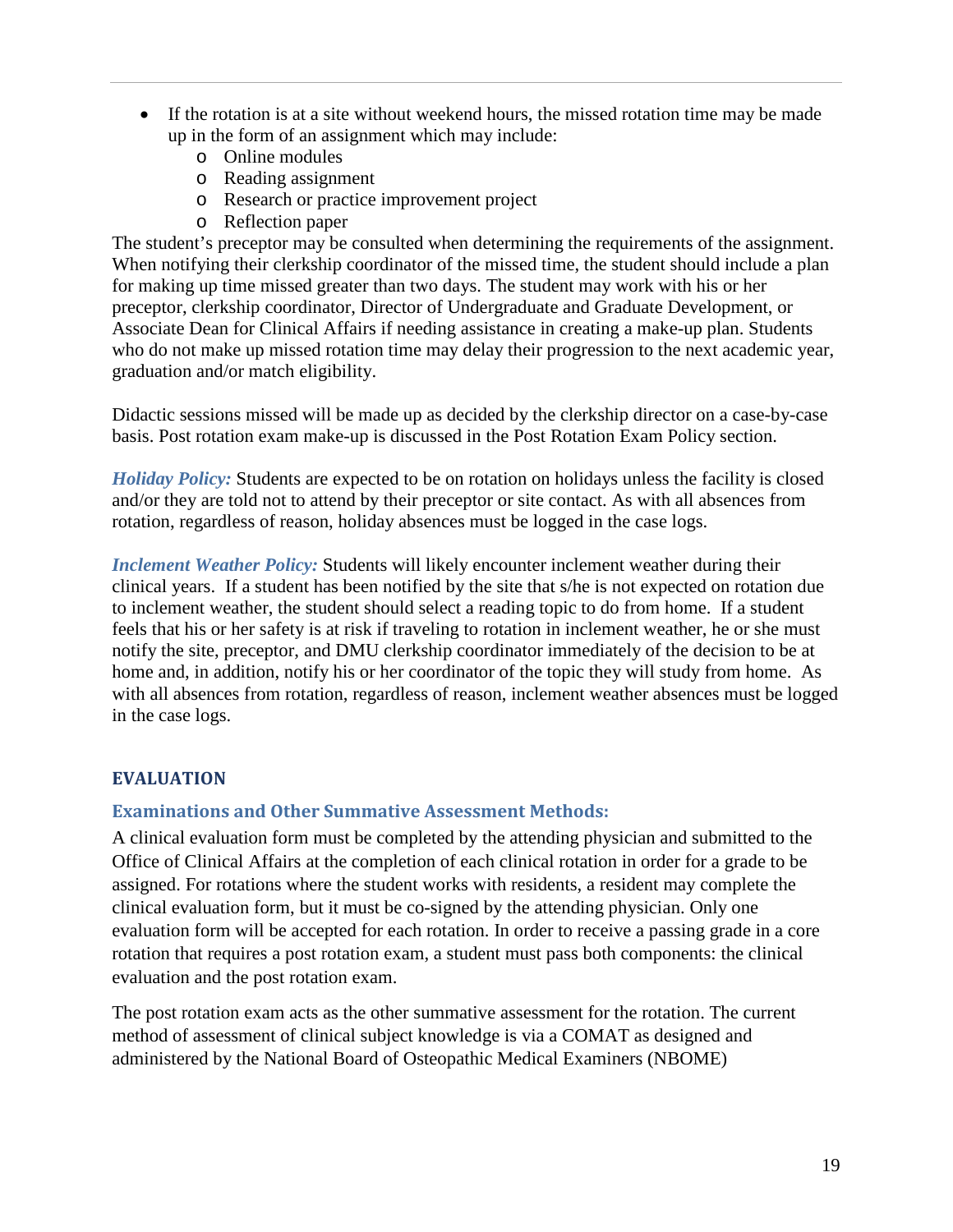- If the rotation is at a site without weekend hours, the missed rotation time may be made up in the form of an assignment which may include:
  - Online modules
  - Reading assignment
  - Research or practice improvement project
  - Reflection paper

The student's preceptor may be consulted when determining the requirements of the assignment. When notifying their clerkship coordinator of the missed time, the student should include a plan for making up time missed greater than two days. The student may work with his or her preceptor, clerkship coordinator, Director of Undergraduate and Graduate Development, or Associate Dean for Clinical Affairs if needing assistance in creating a make-up plan. Students who do not make up missed rotation time may delay their progression to the next academic year, graduation and/or match eligibility.

Didactic sessions missed will be made up as decided by the clerkship director on a case-by-case basis. Post rotation exam make-up is discussed in the Post Rotation Exam Policy section.

***Holiday Policy:*** Students are expected to be on rotation on holidays unless the facility is closed and/or they are told not to attend by their preceptor or site contact. As with all absences from rotation, regardless of reason, holiday absences must be logged in the case logs.

***Inclement Weather Policy:*** Students will likely encounter inclement weather during their clinical years. If a student has been notified by the site that s/he is not expected on rotation due to inclement weather, the student should select a reading topic to do from home. If a student feels that his or her safety is at risk if traveling to rotation in inclement weather, he or she must notify the site, preceptor, and DMU clerkship coordinator immediately of the decision to be at home and, in addition, notify his or her coordinator of the topic they will study from home. As with all absences from rotation, regardless of reason, inclement weather absences must be logged in the case logs.

## EVALUATION

### Examinations and Other Summative Assessment Methods:

A clinical evaluation form must be completed by the attending physician and submitted to the Office of Clinical Affairs at the completion of each clinical rotation in order for a grade to be assigned. For rotations where the student works with residents, a resident may complete the clinical evaluation form, but it must be co-signed by the attending physician. Only one evaluation form will be accepted for each rotation. In order to receive a passing grade in a core rotation that requires a post rotation exam, a student must pass both components: the clinical evaluation and the post rotation exam.

The post rotation exam acts as the other summative assessment for the rotation. The current method of assessment of clinical subject knowledge is via a COMAT as designed and administered by the National Board of Osteopathic Medical Examiners (NBOME)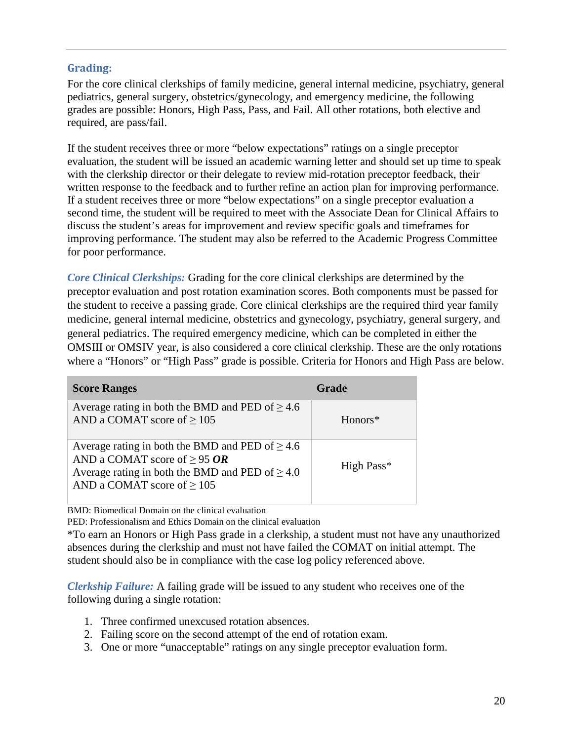## Grading:

For the core clinical clerkships of family medicine, general internal medicine, psychiatry, general pediatrics, general surgery, obstetrics/gynecology, and emergency medicine, the following grades are possible: Honors, High Pass, Pass, and Fail. All other rotations, both elective and required, are pass/fail.

If the student receives three or more "below expectations" ratings on a single preceptor evaluation, the student will be issued an academic warning letter and should set up time to speak with the clerkship director or their delegate to review mid-rotation preceptor feedback, their written response to the feedback and to further refine an action plan for improving performance. If a student receives three or more "below expectations" on a single preceptor evaluation a second time, the student will be required to meet with the Associate Dean for Clinical Affairs to discuss the student's areas for improvement and review specific goals and timeframes for improving performance. The student may also be referred to the Academic Progress Committee for poor performance.

***Core Clinical Clerkships:*** Grading for the core clinical clerkships are determined by the preceptor evaluation and post rotation examination scores. Both components must be passed for the student to receive a passing grade. Core clinical clerkships are the required third year family medicine, general internal medicine, obstetrics and gynecology, psychiatry, general surgery, and general pediatrics. The required emergency medicine, which can be completed in either the OMSIII or OMSIV year, is also considered a core clinical clerkship. These are the only rotations where a "Honors" or "High Pass" grade is possible. Criteria for Honors and High Pass are below.

| Score Ranges | Grade |
| --- | --- |
| Average rating in both the BMD and PED of ≥ 4.6 AND a COMAT score of ≥ 105 | Honors* |
| Average rating in both the BMD and PED of ≥ 4.6 AND a COMAT score of ≥ 95 ***OR*** Average rating in both the BMD and PED of ≥ 4.0 AND a COMAT score of ≥ 105 | High Pass* |

BMD: Biomedical Domain on the clinical evaluation
PED: Professionalism and Ethics Domain on the clinical evaluation
*To earn an Honors or High Pass grade in a clerkship, a student must not have any unauthorized absences during the clerkship and must not have failed the COMAT on initial attempt. The student should also be in compliance with the case log policy referenced above.

***Clerkship Failure:*** A failing grade will be issued to any student who receives one of the following during a single rotation:

1. Three confirmed unexcused rotation absences.
2. Failing score on the second attempt of the end of rotation exam.
3. One or more "unacceptable" ratings on any single preceptor evaluation form.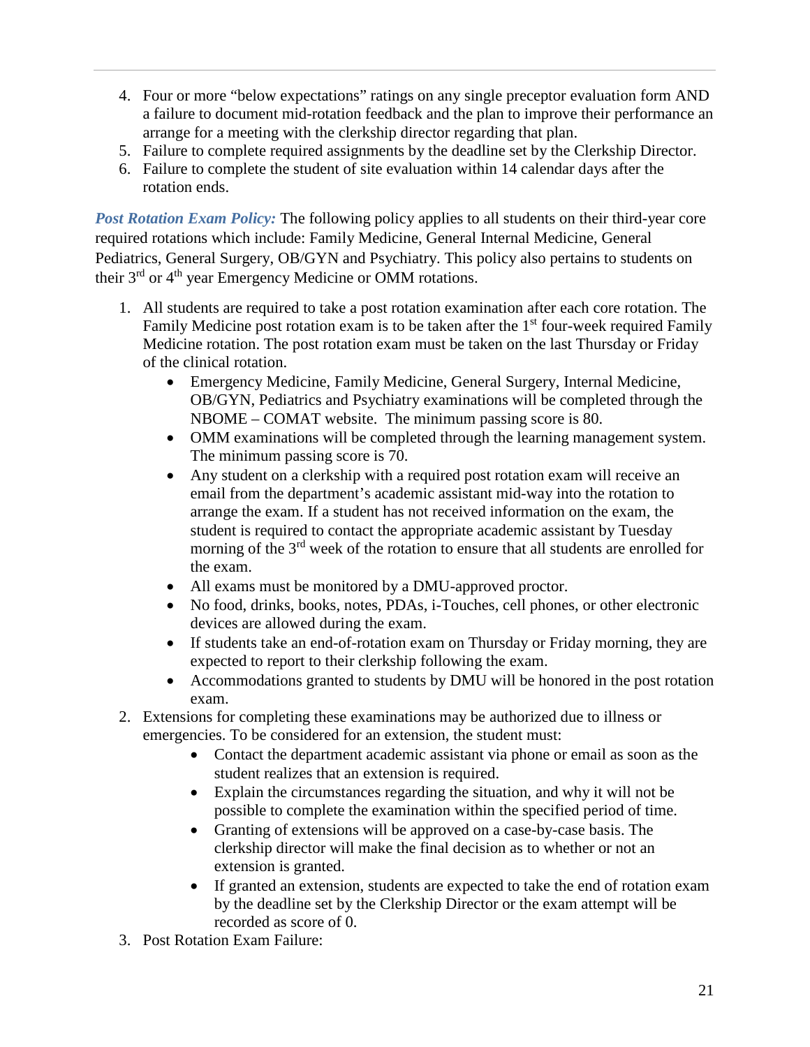4. Four or more "below expectations" ratings on any single preceptor evaluation form AND a failure to document mid-rotation feedback and the plan to improve their performance an arrange for a meeting with the clerkship director regarding that plan.
5. Failure to complete required assignments by the deadline set by the Clerkship Director.
6. Failure to complete the student of site evaluation within 14 calendar days after the rotation ends.

***Post Rotation Exam Policy:*** The following policy applies to all students on their third-year core required rotations which include: Family Medicine, General Internal Medicine, General Pediatrics, General Surgery, OB/GYN and Psychiatry. This policy also pertains to students on their 3rd or 4th year Emergency Medicine or OMM rotations.

1. All students are required to take a post rotation examination after each core rotation. The Family Medicine post rotation exam is to be taken after the 1st four-week required Family Medicine rotation. The post rotation exam must be taken on the last Thursday or Friday of the clinical rotation.
    - Emergency Medicine, Family Medicine, General Surgery, Internal Medicine, OB/GYN, Pediatrics and Psychiatry examinations will be completed through the NBOME – COMAT website. The minimum passing score is 80.
    - OMM examinations will be completed through the learning management system. The minimum passing score is 70.
    - Any student on a clerkship with a required post rotation exam will receive an email from the department's academic assistant mid-way into the rotation to arrange the exam. If a student has not received information on the exam, the student is required to contact the appropriate academic assistant by Tuesday morning of the 3rd week of the rotation to ensure that all students are enrolled for the exam.
    - All exams must be monitored by a DMU-approved proctor.
    - No food, drinks, books, notes, PDAs, i-Touches, cell phones, or other electronic devices are allowed during the exam.
    - If students take an end-of-rotation exam on Thursday or Friday morning, they are expected to report to their clerkship following the exam.
    - Accommodations granted to students by DMU will be honored in the post rotation exam.
2. Extensions for completing these examinations may be authorized due to illness or emergencies. To be considered for an extension, the student must:
    - Contact the department academic assistant via phone or email as soon as the student realizes that an extension is required.
    - Explain the circumstances regarding the situation, and why it will not be possible to complete the examination within the specified period of time.
    - Granting of extensions will be approved on a case-by-case basis. The clerkship director will make the final decision as to whether or not an extension is granted.
    - If granted an extension, students are expected to take the end of rotation exam by the deadline set by the Clerkship Director or the exam attempt will be recorded as score of 0.
3. Post Rotation Exam Failure: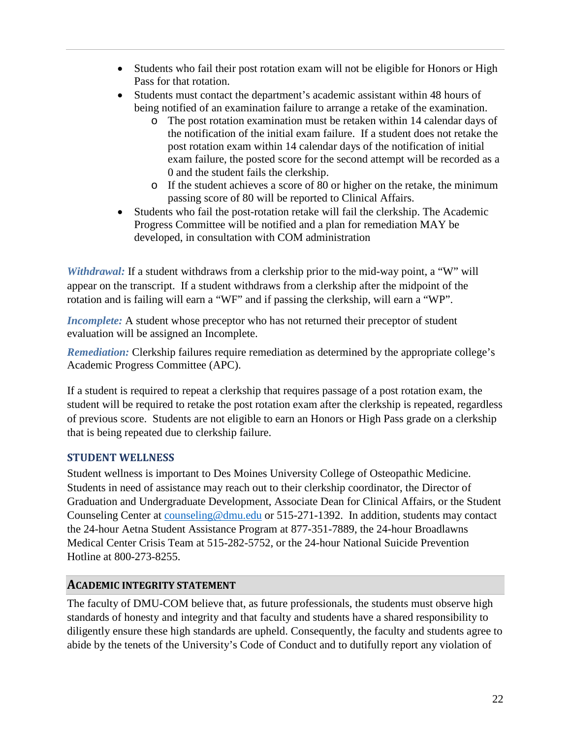- Students who fail their post rotation exam will not be eligible for Honors or High Pass for that rotation.
- Students must contact the department's academic assistant within 48 hours of being notified of an examination failure to arrange a retake of the examination.
  - The post rotation examination must be retaken within 14 calendar days of the notification of the initial exam failure. If a student does not retake the post rotation exam within 14 calendar days of the notification of initial exam failure, the posted score for the second attempt will be recorded as a 0 and the student fails the clerkship.
  - If the student achieves a score of 80 or higher on the retake, the minimum passing score of 80 will be reported to Clinical Affairs.
- Students who fail the post-rotation retake will fail the clerkship. The Academic Progress Committee will be notified and a plan for remediation MAY be developed, in consultation with COM administration

***Withdrawal:*** If a student withdraws from a clerkship prior to the mid-way point, a "W" will appear on the transcript. If a student withdraws from a clerkship after the midpoint of the rotation and is failing will earn a "WF" and if passing the clerkship, will earn a "WP".

***Incomplete:*** A student whose preceptor who has not returned their preceptor of student evaluation will be assigned an Incomplete.

***Remediation:*** Clerkship failures require remediation as determined by the appropriate college's Academic Progress Committee (APC).

If a student is required to repeat a clerkship that requires passage of a post rotation exam, the student will be required to retake the post rotation exam after the clerkship is repeated, regardless of previous score. Students are not eligible to earn an Honors or High Pass grade on a clerkship that is being repeated due to clerkship failure.

## STUDENT WELLNESS

Student wellness is important to Des Moines University College of Osteopathic Medicine. Students in need of assistance may reach out to their clerkship coordinator, the Director of Graduation and Undergraduate Development, Associate Dean for Clinical Affairs, or the Student Counseling Center at counseling@dmu.edu or 515-271-1392. In addition, students may contact the 24-hour Aetna Student Assistance Program at 877-351-7889, the 24-hour Broadlawns Medical Center Crisis Team at 515-282-5752, or the 24-hour National Suicide Prevention Hotline at 800-273-8255.

## ACADEMIC INTEGRITY STATEMENT

The faculty of DMU-COM believe that, as future professionals, the students must observe high standards of honesty and integrity and that faculty and students have a shared responsibility to diligently ensure these high standards are upheld. Consequently, the faculty and students agree to abide by the tenets of the University's Code of Conduct and to dutifully report any violation of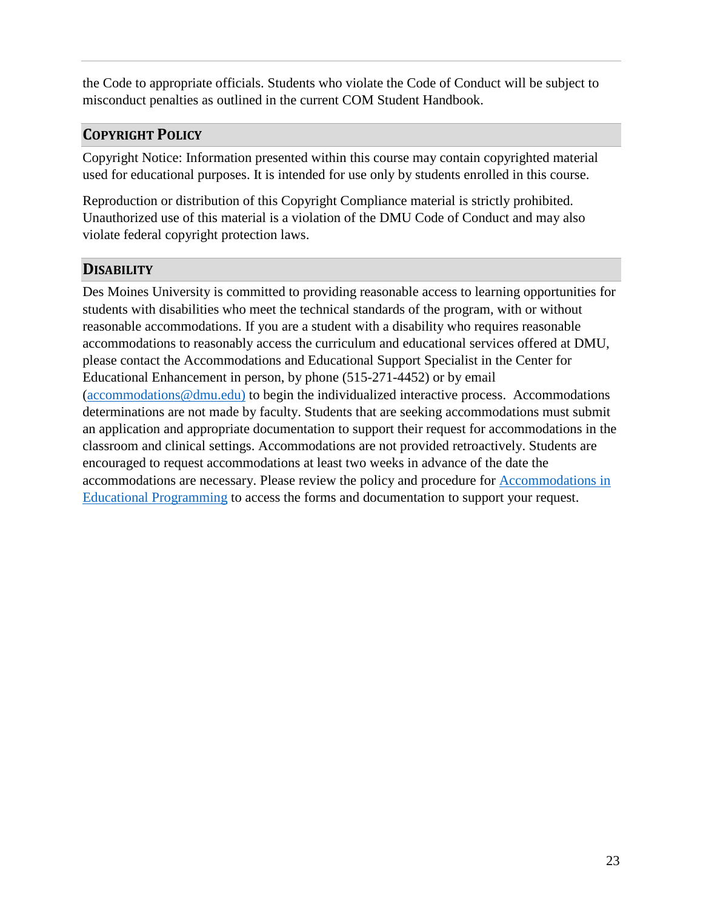the Code to appropriate officials. Students who violate the Code of Conduct will be subject to misconduct penalties as outlined in the current COM Student Handbook.

## Copyright Policy

Copyright Notice: Information presented within this course may contain copyrighted material used for educational purposes. It is intended for use only by students enrolled in this course.

Reproduction or distribution of this Copyright Compliance material is strictly prohibited. Unauthorized use of this material is a violation of the DMU Code of Conduct and may also violate federal copyright protection laws.

## Disability

Des Moines University is committed to providing reasonable access to learning opportunities for students with disabilities who meet the technical standards of the program, with or without reasonable accommodations. If you are a student with a disability who requires reasonable accommodations to reasonably access the curriculum and educational services offered at DMU, please contact the Accommodations and Educational Support Specialist in the Center for Educational Enhancement in person, by phone (515-271-4452) or by email (accommodations@dmu.edu) to begin the individualized interactive process. Accommodations determinations are not made by faculty. Students that are seeking accommodations must submit an application and appropriate documentation to support their request for accommodations in the classroom and clinical settings. Accommodations are not provided retroactively. Students are encouraged to request accommodations at least two weeks in advance of the date the accommodations are necessary. Please review the policy and procedure for Accommodations in Educational Programming to access the forms and documentation to support your request.